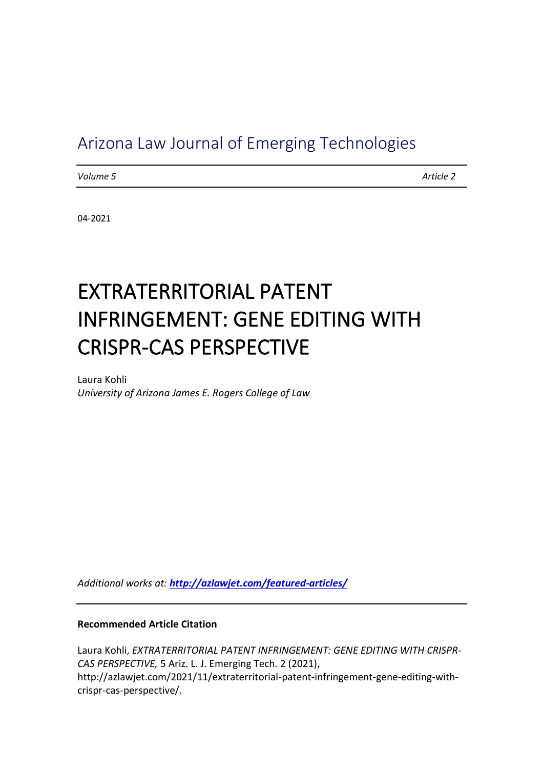Arizona Law Journal of Emerging Technologies

*Volume 5* *Article 2*

04-2021

# EXTRATERRITORIAL PATENT INFRINGEMENT: GENE EDITING WITH CRISPR-CAS PERSPECTIVE

Laura Kohli
*University of Arizona James E. Rogers College of Law*

*Additional works at: **http://azlawjet.com/featured-articles/***

**Recommended Article Citation**

Laura Kohli, *EXTRATERRITORIAL PATENT INFRINGEMENT: GENE EDITING WITH CRISPR-CAS PERSPECTIVE,* 5 Ariz. L. J. Emerging Tech. 2 (2021), http://azlawjet.com/2021/11/extraterritorial-patent-infringement-gene-editing-with-crispr-cas-perspective/.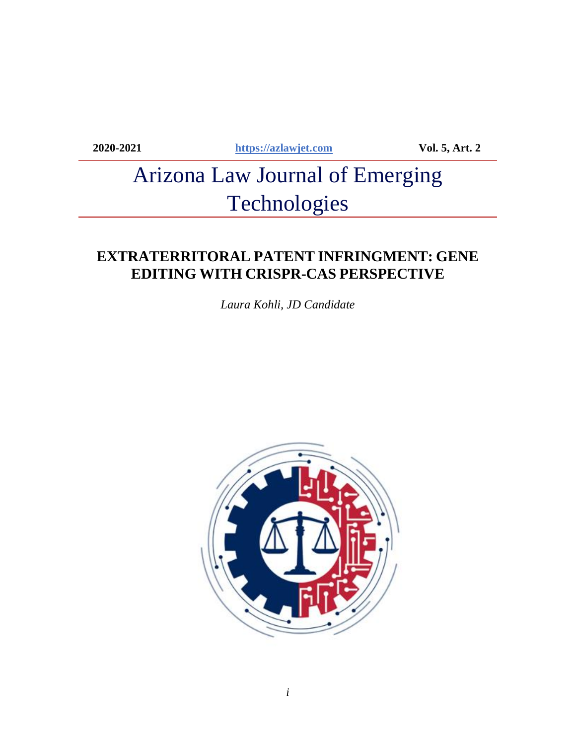2020-2021 https://azlawjet.com Vol. 5, Art. 2

# Arizona Law Journal of Emerging Technologies

## EXTRATERRITORAL PATENT INFRINGMENT: GENE EDITING WITH CRISPR-CAS PERSPECTIVE

*Laura Kohli, JD Candidate*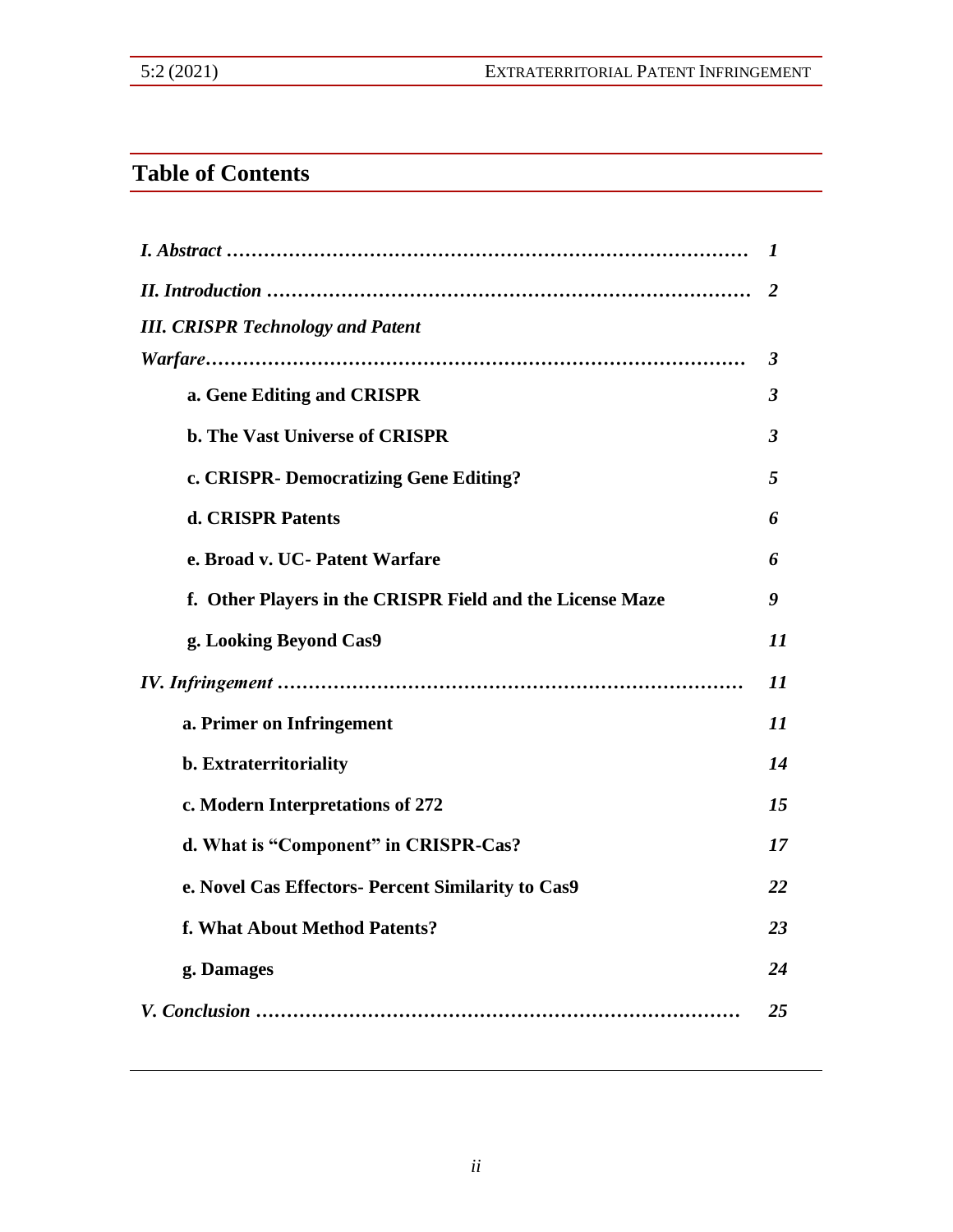## Table of Contents

| | |
|---|---|
| *I. Abstract* | *1* |
| *II. Introduction* | *2* |
| *III. CRISPR Technology and Patent Warfare* | *3* |
| **a. Gene Editing and CRISPR** | *3* |
| **b. The Vast Universe of CRISPR** | *3* |
| **c. CRISPR- Democratizing Gene Editing?** | *5* |
| **d. CRISPR Patents** | *6* |
| **e. Broad v. UC- Patent Warfare** | *6* |
| **f. Other Players in the CRISPR Field and the License Maze** | *9* |
| **g. Looking Beyond Cas9** | *11* |
| *IV. Infringement* | *11* |
| **a. Primer on Infringement** | *11* |
| **b. Extraterritoriality** | *14* |
| **c. Modern Interpretations of 272** | *15* |
| **d. What is “Component” in CRISPR-Cas?** | *17* |
| **e. Novel Cas Effectors- Percent Similarity to Cas9** | *22* |
| **f. What About Method Patents?** | *23* |
| **g. Damages** | *24* |
| *V. Conclusion* | *25* |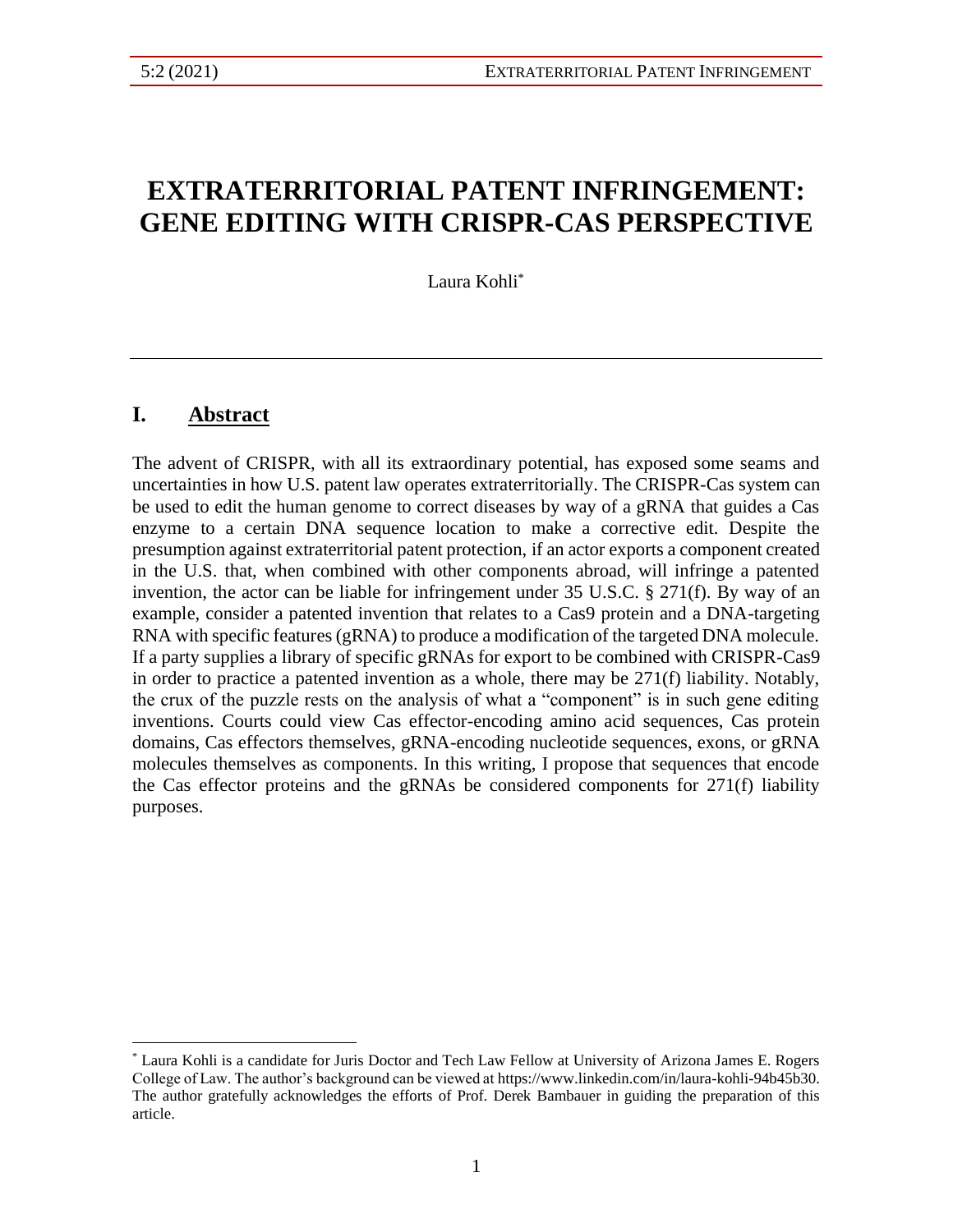# EXTRATERRITORIAL PATENT INFRINGEMENT: GENE EDITING WITH CRISPR-CAS PERSPECTIVE

Laura Kohli*

---

## I. Abstract

The advent of CRISPR, with all its extraordinary potential, has exposed some seams and uncertainties in how U.S. patent law operates extraterritorially. The CRISPR-Cas system can be used to edit the human genome to correct diseases by way of a gRNA that guides a Cas enzyme to a certain DNA sequence location to make a corrective edit. Despite the presumption against extraterritorial patent protection, if an actor exports a component created in the U.S. that, when combined with other components abroad, will infringe a patented invention, the actor can be liable for infringement under 35 U.S.C. § 271(f). By way of an example, consider a patented invention that relates to a Cas9 protein and a DNA-targeting RNA with specific features (gRNA) to produce a modification of the targeted DNA molecule. If a party supplies a library of specific gRNAs for export to be combined with CRISPR-Cas9 in order to practice a patented invention as a whole, there may be 271(f) liability. Notably, the crux of the puzzle rests on the analysis of what a "component" is in such gene editing inventions. Courts could view Cas effector-encoding amino acid sequences, Cas protein domains, Cas effectors themselves, gRNA-encoding nucleotide sequences, exons, or gRNA molecules themselves as components. In this writing, I propose that sequences that encode the Cas effector proteins and the gRNAs be considered components for 271(f) liability purposes.

---

* Laura Kohli is a candidate for Juris Doctor and Tech Law Fellow at University of Arizona James E. Rogers College of Law. The author's background can be viewed at https://www.linkedin.com/in/laura-kohli-94b45b30. The author gratefully acknowledges the efforts of Prof. Derek Bambauer in guiding the preparation of this article.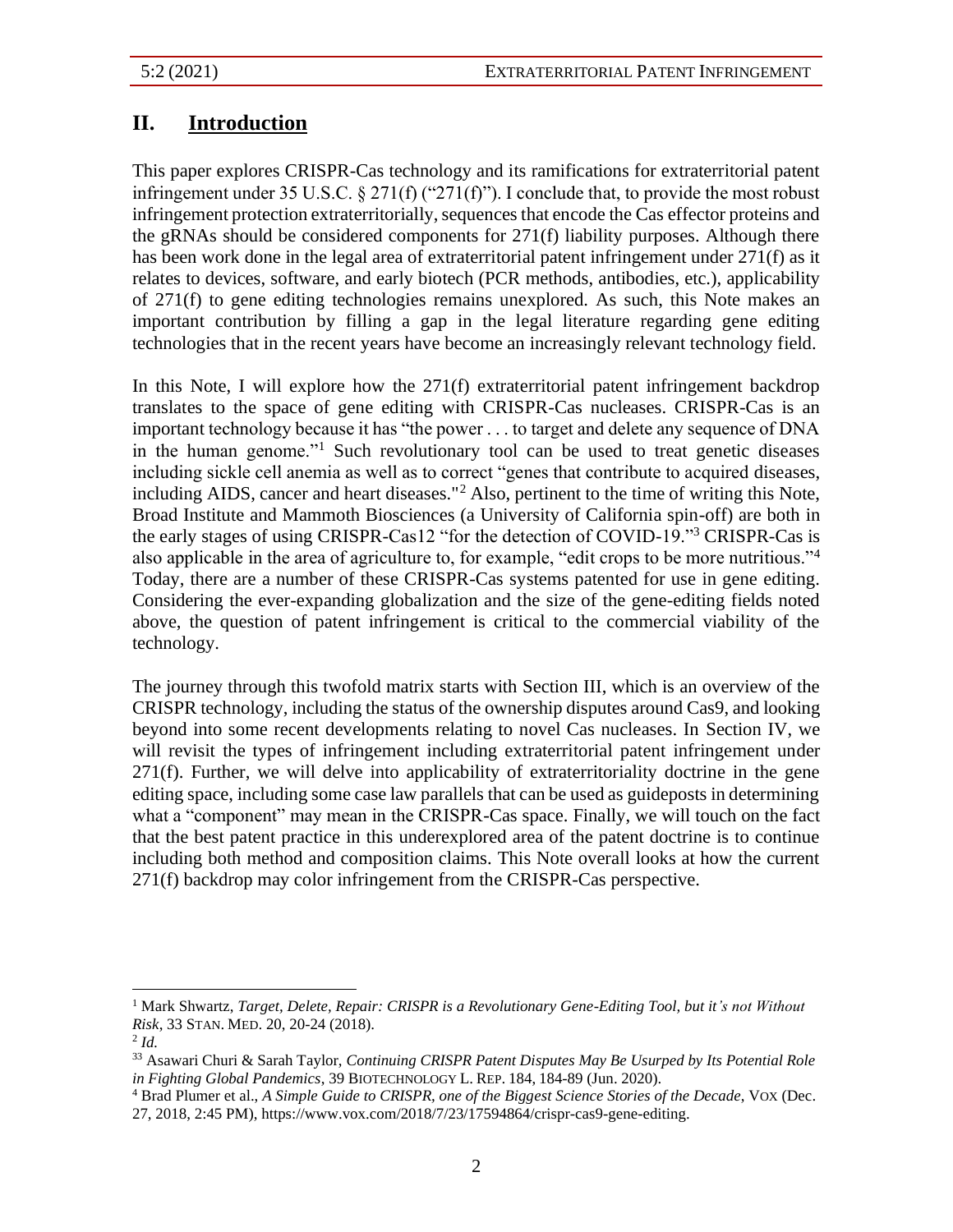## II. Introduction

This paper explores CRISPR-Cas technology and its ramifications for extraterritorial patent infringement under 35 U.S.C. § 271(f) ("271(f)"). I conclude that, to provide the most robust infringement protection extraterritorially, sequences that encode the Cas effector proteins and the gRNAs should be considered components for 271(f) liability purposes. Although there has been work done in the legal area of extraterritorial patent infringement under 271(f) as it relates to devices, software, and early biotech (PCR methods, antibodies, etc.), applicability of 271(f) to gene editing technologies remains unexplored. As such, this Note makes an important contribution by filling a gap in the legal literature regarding gene editing technologies that in the recent years have become an increasingly relevant technology field.

In this Note, I will explore how the 271(f) extraterritorial patent infringement backdrop translates to the space of gene editing with CRISPR-Cas nucleases. CRISPR-Cas is an important technology because it has "the power . . . to target and delete any sequence of DNA in the human genome."[1] Such revolutionary tool can be used to treat genetic diseases including sickle cell anemia as well as to correct "genes that contribute to acquired diseases, including AIDS, cancer and heart diseases."[2] Also, pertinent to the time of writing this Note, Broad Institute and Mammoth Biosciences (a University of California spin-off) are both in the early stages of using CRISPR-Cas12 "for the detection of COVID-19."[3] CRISPR-Cas is also applicable in the area of agriculture to, for example, "edit crops to be more nutritious."[4] Today, there are a number of these CRISPR-Cas systems patented for use in gene editing. Considering the ever-expanding globalization and the size of the gene-editing fields noted above, the question of patent infringement is critical to the commercial viability of the technology.

The journey through this twofold matrix starts with Section III, which is an overview of the CRISPR technology, including the status of the ownership disputes around Cas9, and looking beyond into some recent developments relating to novel Cas nucleases. In Section IV, we will revisit the types of infringement including extraterritorial patent infringement under 271(f). Further, we will delve into applicability of extraterritoriality doctrine in the gene editing space, including some case law parallels that can be used as guideposts in determining what a "component" may mean in the CRISPR-Cas space. Finally, we will touch on the fact that the best patent practice in this underexplored area of the patent doctrine is to continue including both method and composition claims. This Note overall looks at how the current 271(f) backdrop may color infringement from the CRISPR-Cas perspective.

---

[1] Mark Shwartz, *Target, Delete, Repair: CRISPR is a Revolutionary Gene-Editing Tool, but it's not Without Risk*, 33 STAN. MED. 20, 20-24 (2018).

[2] *Id.*

[33] Asawari Churi & Sarah Taylor, *Continuing CRISPR Patent Disputes May Be Usurped by Its Potential Role in Fighting Global Pandemics*, 39 BIOTECHNOLOGY L. REP. 184, 184-89 (Jun. 2020).

[4] Brad Plumer et al., *A Simple Guide to CRISPR, one of the Biggest Science Stories of the Decade*, VOX (Dec. 27, 2018, 2:45 PM), https://www.vox.com/2018/7/23/17594864/crispr-cas9-gene-editing.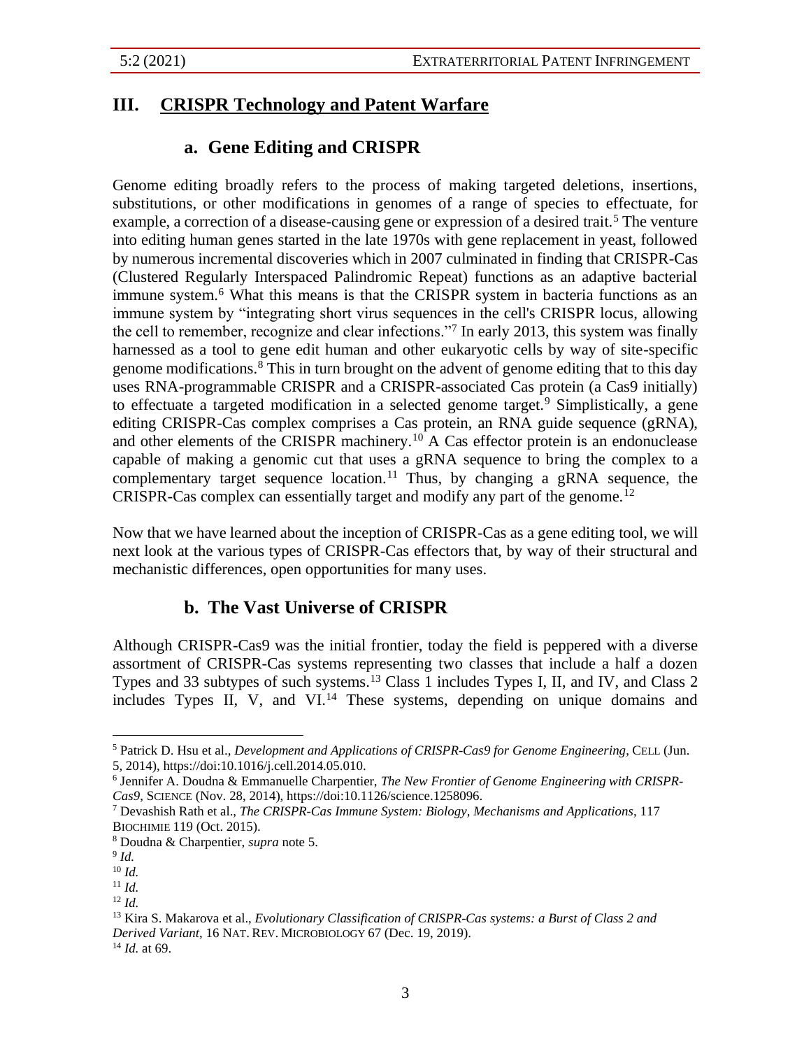## III. CRISPR Technology and Patent Warfare

### a. Gene Editing and CRISPR

Genome editing broadly refers to the process of making targeted deletions, insertions, substitutions, or other modifications in genomes of a range of species to effectuate, for example, a correction of a disease-causing gene or expression of a desired trait.[5] The venture into editing human genes started in the late 1970s with gene replacement in yeast, followed by numerous incremental discoveries which in 2007 culminated in finding that CRISPR-Cas (Clustered Regularly Interspaced Palindromic Repeat) functions as an adaptive bacterial immune system.[6] What this means is that the CRISPR system in bacteria functions as an immune system by "integrating short virus sequences in the cell's CRISPR locus, allowing the cell to remember, recognize and clear infections."[7] In early 2013, this system was finally harnessed as a tool to gene edit human and other eukaryotic cells by way of site-specific genome modifications.[8] This in turn brought on the advent of genome editing that to this day uses RNA-programmable CRISPR and a CRISPR-associated Cas protein (a Cas9 initially) to effectuate a targeted modification in a selected genome target.[9] Simplistically, a gene editing CRISPR-Cas complex comprises a Cas protein, an RNA guide sequence (gRNA), and other elements of the CRISPR machinery.[10] A Cas effector protein is an endonuclease capable of making a genomic cut that uses a gRNA sequence to bring the complex to a complementary target sequence location.[11] Thus, by changing a gRNA sequence, the CRISPR-Cas complex can essentially target and modify any part of the genome.[12]

Now that we have learned about the inception of CRISPR-Cas as a gene editing tool, we will next look at the various types of CRISPR-Cas effectors that, by way of their structural and mechanistic differences, open opportunities for many uses.

### b. The Vast Universe of CRISPR

Although CRISPR-Cas9 was the initial frontier, today the field is peppered with a diverse assortment of CRISPR-Cas systems representing two classes that include a half a dozen Types and 33 subtypes of such systems.[13] Class 1 includes Types I, II, and IV, and Class 2 includes Types II, V, and VI.[14] These systems, depending on unique domains and

---

[5] Patrick D. Hsu et al., *Development and Applications of CRISPR-Cas9 for Genome Engineering*, CELL (Jun. 5, 2014), https://doi:10.1016/j.cell.2014.05.010.

[6] Jennifer A. Doudna & Emmanuelle Charpentier, *The New Frontier of Genome Engineering with CRISPR-Cas9*, SCIENCE (Nov. 28, 2014), https://doi:10.1126/science.1258096.

[7] Devashish Rath et al., *The CRISPR-Cas Immune System: Biology, Mechanisms and Applications*, 117 BIOCHIMIE 119 (Oct. 2015).

[8] Doudna & Charpentier, *supra* note 5.

[9] *Id.*

[10] *Id.*

[11] *Id.*

[12] *Id.*

[13] Kira S. Makarova et al., *Evolutionary Classification of CRISPR-Cas systems: a Burst of Class 2 and Derived Variant*, 16 NAT. REV. MICROBIOLOGY 67 (Dec. 19, 2019).

[14] *Id.* at 69.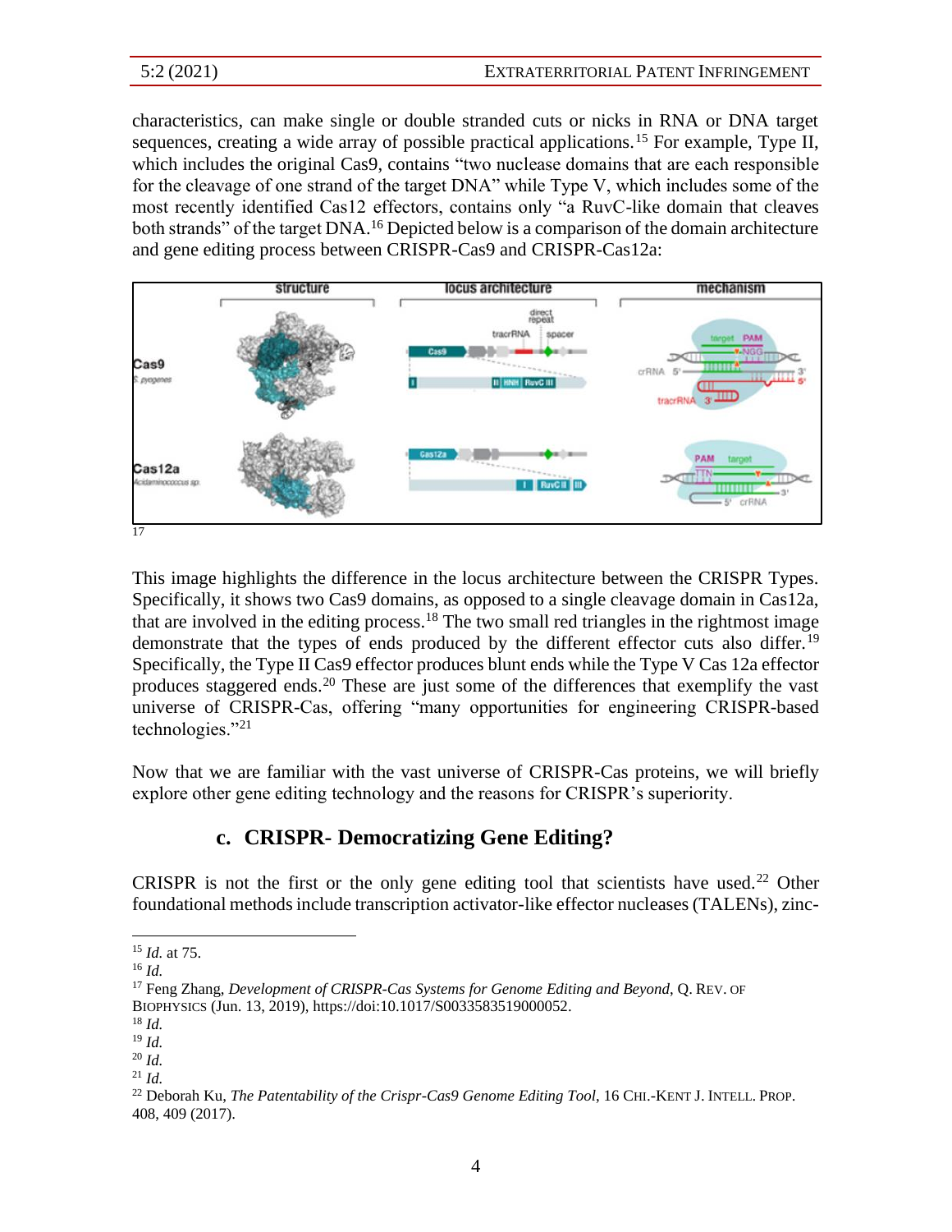characteristics, can make single or double stranded cuts or nicks in RNA or DNA target sequences, creating a wide array of possible practical applications.[15] For example, Type II, which includes the original Cas9, contains "two nuclease domains that are each responsible for the cleavage of one strand of the target DNA" while Type V, which includes some of the most recently identified Cas12 effectors, contains only "a RuvC-like domain that cleaves both strands" of the target DNA.[16] Depicted below is a comparison of the domain architecture and gene editing process between CRISPR-Cas9 and CRISPR-Cas12a:

[17]

This image highlights the difference in the locus architecture between the CRISPR Types. Specifically, it shows two Cas9 domains, as opposed to a single cleavage domain in Cas12a, that are involved in the editing process.[18] The two small red triangles in the rightmost image demonstrate that the types of ends produced by the different effector cuts also differ.[19] Specifically, the Type II Cas9 effector produces blunt ends while the Type V Cas 12a effector produces staggered ends.[20] These are just some of the differences that exemplify the vast universe of CRISPR-Cas, offering "many opportunities for engineering CRISPR-based technologies."[21]

Now that we are familiar with the vast universe of CRISPR-Cas proteins, we will briefly explore other gene editing technology and the reasons for CRISPR's superiority.

### c. CRISPR- Democratizing Gene Editing?

CRISPR is not the first or the only gene editing tool that scientists have used.[22] Other foundational methods include transcription activator-like effector nucleases (TALENs), zinc-

---

[15] *Id.* at 75.
[16] *Id.*
[17] Feng Zhang, *Development of CRISPR-Cas Systems for Genome Editing and Beyond*, Q. REV. OF BIOPHYSICS (Jun. 13, 2019), https://doi:10.1017/S0033583519000052.
[18] *Id.*
[19] *Id.*
[20] *Id.*
[21] *Id.*
[22] Deborah Ku, *The Patentability of the Crispr-Cas9 Genome Editing Tool*, 16 CHI.-KENT J. INTELL. PROP. 408, 409 (2017).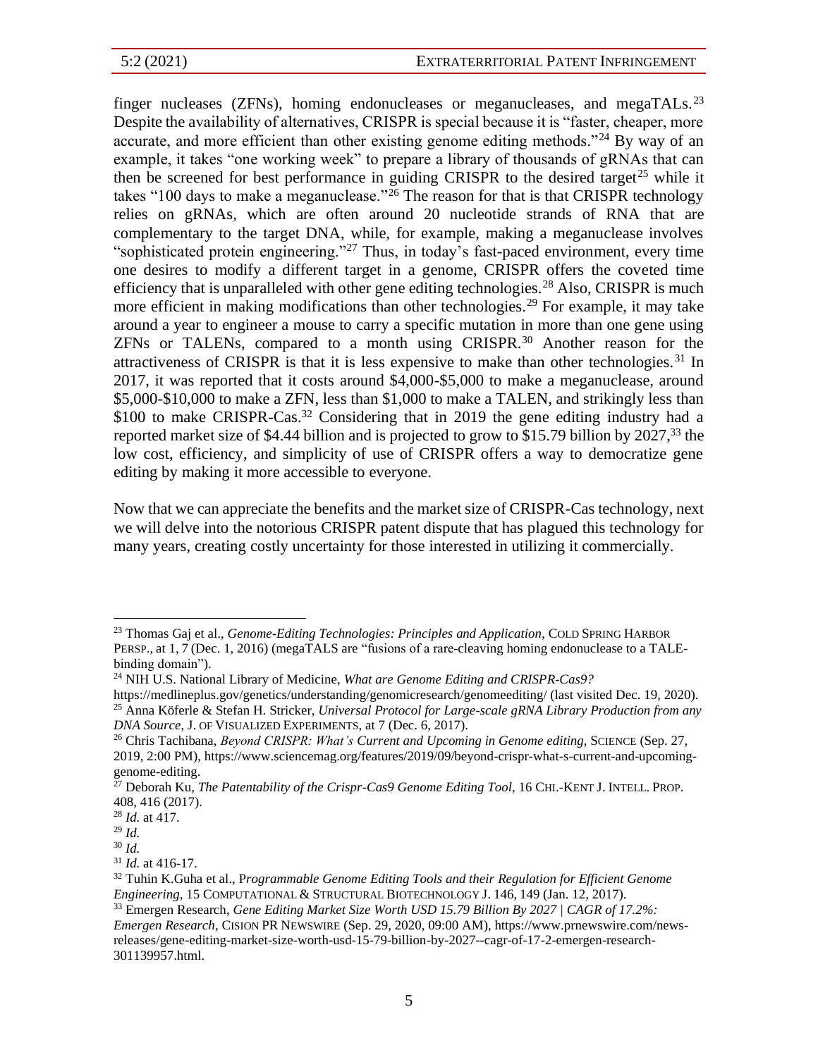finger nucleases (ZFNs), homing endonucleases or meganucleases, and megaTALs.[23] Despite the availability of alternatives, CRISPR is special because it is "faster, cheaper, more accurate, and more efficient than other existing genome editing methods."[24] By way of an example, it takes "one working week" to prepare a library of thousands of gRNAs that can then be screened for best performance in guiding CRISPR to the desired target[25] while it takes "100 days to make a meganuclease."[26] The reason for that is that CRISPR technology relies on gRNAs, which are often around 20 nucleotide strands of RNA that are complementary to the target DNA, while, for example, making a meganuclease involves "sophisticated protein engineering."[27] Thus, in today's fast-paced environment, every time one desires to modify a different target in a genome, CRISPR offers the coveted time efficiency that is unparalleled with other gene editing technologies.[28] Also, CRISPR is much more efficient in making modifications than other technologies.[29] For example, it may take around a year to engineer a mouse to carry a specific mutation in more than one gene using ZFNs or TALENs, compared to a month using CRISPR.[30] Another reason for the attractiveness of CRISPR is that it is less expensive to make than other technologies.[31] In 2017, it was reported that it costs around $4,000-$5,000 to make a meganuclease, around $5,000-$10,000 to make a ZFN, less than $1,000 to make a TALEN, and strikingly less than $100 to make CRISPR-Cas.[32] Considering that in 2019 the gene editing industry had a reported market size of $4.44 billion and is projected to grow to $15.79 billion by 2027,[33] the low cost, efficiency, and simplicity of use of CRISPR offers a way to democratize gene editing by making it more accessible to everyone.

Now that we can appreciate the benefits and the market size of CRISPR-Cas technology, next we will delve into the notorious CRISPR patent dispute that has plagued this technology for many years, creating costly uncertainty for those interested in utilizing it commercially.

---

[23] Thomas Gaj et al., *Genome-Editing Technologies: Principles and Application*, COLD SPRING HARBOR PERSP., at 1, 7 (Dec. 1, 2016) (megaTALS are "fusions of a rare-cleaving homing endonuclease to a TALE-binding domain").

[24] NIH U.S. National Library of Medicine, *What are Genome Editing and CRISPR-Cas9?* https://medlineplus.gov/genetics/understanding/genomicresearch/genomeediting/ (last visited Dec. 19, 2020).

[25] Anna Köferle & Stefan H. Stricker, *Universal Protocol for Large-scale gRNA Library Production from any DNA Source*, J. OF VISUALIZED EXPERIMENTS, at 7 (Dec. 6, 2017).

[26] Chris Tachibana, *Beyond CRISPR: What's Current and Upcoming in Genome editing*, SCIENCE (Sep. 27, 2019, 2:00 PM), https://www.sciencemag.org/features/2019/09/beyond-crispr-what-s-current-and-upcoming-genome-editing.

[27] Deborah Ku, *The Patentability of the Crispr-Cas9 Genome Editing Tool*, 16 CHI.-KENT J. INTELL. PROP. 408, 416 (2017).

[28] *Id.* at 417.

[29] *Id.*

[30] *Id.*

[31] *Id.* at 416-17.

[32] Tuhin K.Guha et al., *Programmable Genome Editing Tools and their Regulation for Efficient Genome Engineering*, 15 COMPUTATIONAL & STRUCTURAL BIOTECHNOLOGY J. 146, 149 (Jan. 12, 2017).

[33] Emergen Research, *Gene Editing Market Size Worth USD 15.79 Billion By 2027 | CAGR of 17.2%: Emergen Research*, CISION PR NEWSWIRE (Sep. 29, 2020, 09:00 AM), https://www.prnewswire.com/news-releases/gene-editing-market-size-worth-usd-15-79-billion-by-2027--cagr-of-17-2-emergen-research-301139957.html.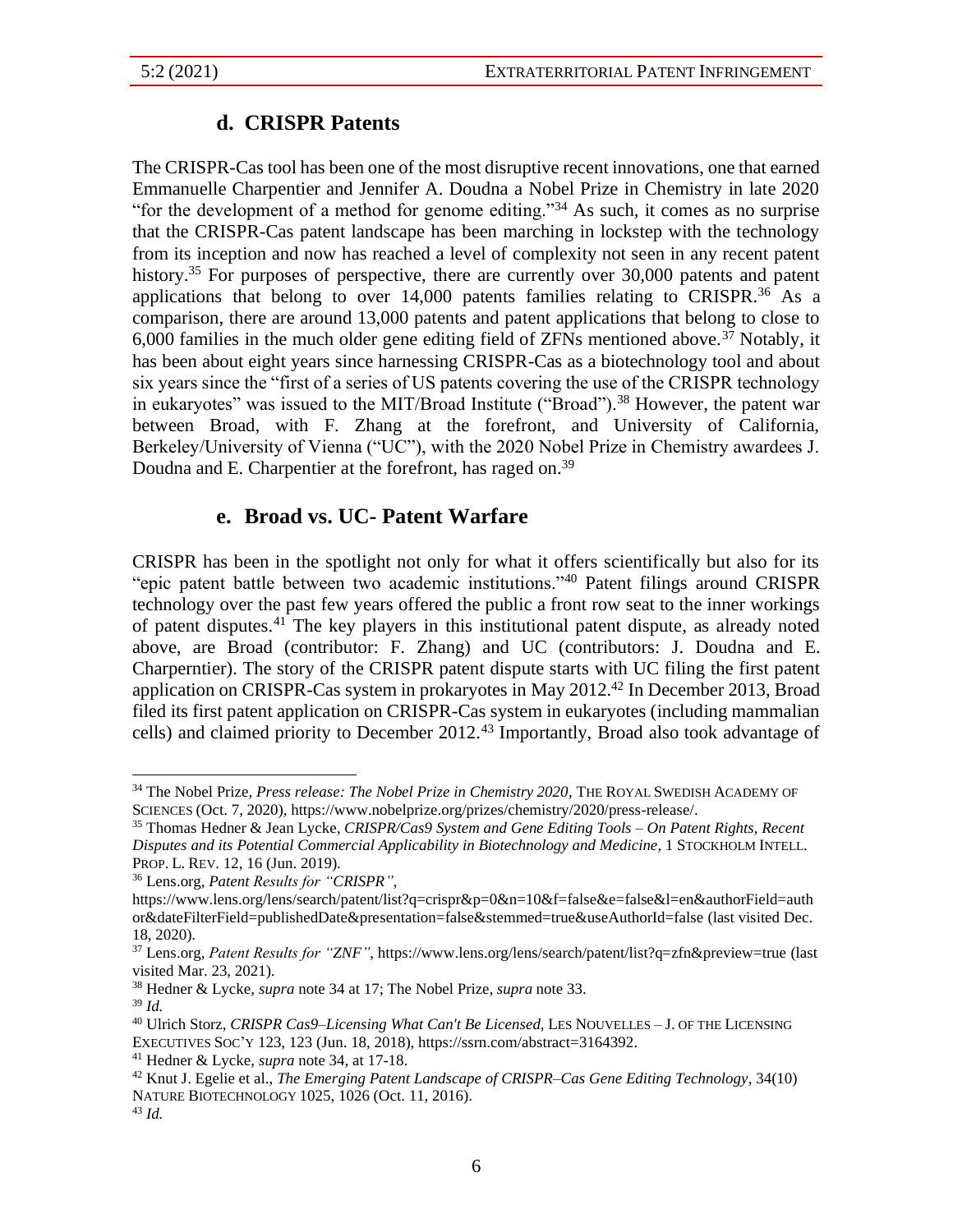### d. CRISPR Patents

The CRISPR-Cas tool has been one of the most disruptive recent innovations, one that earned Emmanuelle Charpentier and Jennifer A. Doudna a Nobel Prize in Chemistry in late 2020 "for the development of a method for genome editing."[34] As such, it comes as no surprise that the CRISPR-Cas patent landscape has been marching in lockstep with the technology from its inception and now has reached a level of complexity not seen in any recent patent history.[35] For purposes of perspective, there are currently over 30,000 patents and patent applications that belong to over 14,000 patents families relating to CRISPR.[36] As a comparison, there are around 13,000 patents and patent applications that belong to close to 6,000 families in the much older gene editing field of ZFNs mentioned above.[37] Notably, it has been about eight years since harnessing CRISPR-Cas as a biotechnology tool and about six years since the "first of a series of US patents covering the use of the CRISPR technology in eukaryotes" was issued to the MIT/Broad Institute ("Broad").[38] However, the patent war between Broad, with F. Zhang at the forefront, and University of California, Berkeley/University of Vienna ("UC"), with the 2020 Nobel Prize in Chemistry awardees J. Doudna and E. Charpentier at the forefront, has raged on.[39]

### e. Broad vs. UC- Patent Warfare

CRISPR has been in the spotlight not only for what it offers scientifically but also for its "epic patent battle between two academic institutions."[40] Patent filings around CRISPR technology over the past few years offered the public a front row seat to the inner workings of patent disputes.[41] The key players in this institutional patent dispute, as already noted above, are Broad (contributor: F. Zhang) and UC (contributors: J. Doudna and E. Charperntier). The story of the CRISPR patent dispute starts with UC filing the first patent application on CRISPR-Cas system in prokaryotes in May 2012.[42] In December 2013, Broad filed its first patent application on CRISPR-Cas system in eukaryotes (including mammalian cells) and claimed priority to December 2012.[43] Importantly, Broad also took advantage of

---

[34] The Nobel Prize, *Press release: The Nobel Prize in Chemistry 2020*, THE ROYAL SWEDISH ACADEMY OF SCIENCES (Oct. 7, 2020), https://www.nobelprize.org/prizes/chemistry/2020/press-release/.

[35] Thomas Hedner & Jean Lycke, *CRISPR/Cas9 System and Gene Editing Tools – On Patent Rights, Recent Disputes and its Potential Commercial Applicability in Biotechnology and Medicine*, 1 STOCKHOLM INTELL. PROP. L. REV. 12, 16 (Jun. 2019).

[36] Lens.org, *Patent Results for "CRISPR"*, https://www.lens.org/lens/search/patent/list?q=crispr&p=0&n=10&f=false&e=false&l=en&authorField=author&dateFilterField=publishedDate&presentation=false&stemmed=true&useAuthorId=false (last visited Dec. 18, 2020).

[37] Lens.org, *Patent Results for "ZNF"*, https://www.lens.org/lens/search/patent/list?q=zfn&preview=true (last visited Mar. 23, 2021).

[38] Hedner & Lycke, *supra* note 34 at 17; The Nobel Prize, *supra* note 33.

[39] *Id.*

[40] Ulrich Storz, *CRISPR Cas9–Licensing What Can't Be Licensed*, LES NOUVELLES – J. OF THE LICENSING EXECUTIVES SOC'Y 123, 123 (Jun. 18, 2018), https://ssrn.com/abstract=3164392.

[41] Hedner & Lycke, *supra* note 34, at 17-18.

[42] Knut J. Egelie et al., *The Emerging Patent Landscape of CRISPR–Cas Gene Editing Technology*, 34(10) NATURE BIOTECHNOLOGY 1025, 1026 (Oct. 11, 2016).

[43] *Id.*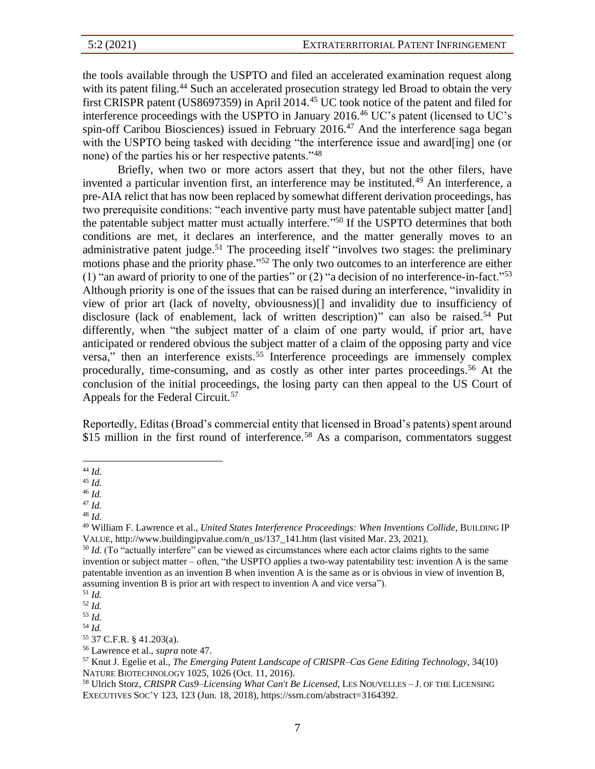the tools available through the USPTO and filed an accelerated examination request along with its patent filing.[44] Such an accelerated prosecution strategy led Broad to obtain the very first CRISPR patent (US8697359) in April 2014.[45] UC took notice of the patent and filed for interference proceedings with the USPTO in January 2016.[46] UC's patent (licensed to UC's spin-off Caribou Biosciences) issued in February 2016.[47] And the interference saga began with the USPTO being tasked with deciding "the interference issue and award[ing] one (or none) of the parties his or her respective patents."[48]

Briefly, when two or more actors assert that they, but not the other filers, have invented a particular invention first, an interference may be instituted.[49] An interference, a pre-AIA relict that has now been replaced by somewhat different derivation proceedings, has two prerequisite conditions: "each inventive party must have patentable subject matter [and] the patentable subject matter must actually interfere."[50] If the USPTO determines that both conditions are met, it declares an interference, and the matter generally moves to an administrative patent judge.[51] The proceeding itself "involves two stages: the preliminary motions phase and the priority phase."[52] The only two outcomes to an interference are either (1) "an award of priority to one of the parties" or (2) "a decision of no interference-in-fact."[53] Although priority is one of the issues that can be raised during an interference, "invalidity in view of prior art (lack of novelty, obviousness)[] and invalidity due to insufficiency of disclosure (lack of enablement, lack of written description)" can also be raised.[54] Put differently, when "the subject matter of a claim of one party would, if prior art, have anticipated or rendered obvious the subject matter of a claim of the opposing party and vice versa," then an interference exists.[55] Interference proceedings are immensely complex procedurally, time-consuming, and as costly as other inter partes proceedings.[56] At the conclusion of the initial proceedings, the losing party can then appeal to the US Court of Appeals for the Federal Circuit.[57]

Reportedly, Editas (Broad's commercial entity that licensed in Broad's patents) spent around $15 million in the first round of interference.[58] As a comparison, commentators suggest

---

[44] *Id.*

[45] *Id.*

[46] *Id.*

[47] *Id.*

[48] *Id.*

[49] William F. Lawrence et al., *United States Interference Proceedings: When Inventions Collide*, BUILDING IP VALUE, http://www.buildingipvalue.com/n_us/137_141.htm (last visited Mar. 23, 2021).

[50] *Id.* (To "actually interfere" can be viewed as circumstances where each actor claims rights to the same invention or subject matter – often, "the USPTO applies a 2-way patentability test: invention A is the same patentable invention as an invention B when invention A is the same as or is obvious in view of invention B, assuming invention B is prior art with respect to invention A and vice versa").

[51] *Id.*

[52] *Id.*

[53] *Id.*

[54] *Id.*

[55] 37 C.F.R. § 41.203(a).

[56] Lawrence et al., *supra* note 47.

[57] Knut J. Egelie et al., *The Emerging Patent Landscape of CRISPR–Cas Gene Editing Technology*, 34(10) NATURE BIOTECHNOLOGY 1025, 1026 (Oct. 11, 2016).

[58] Ulrich Storz, *CRISPR Cas9–Licensing What Can't Be Licensed*, LES NOUVELLES – J. OF THE LICENSING EXECUTIVES SOC'Y 123, 123 (Jun. 18, 2018), https://ssrn.com/abstract=3164392.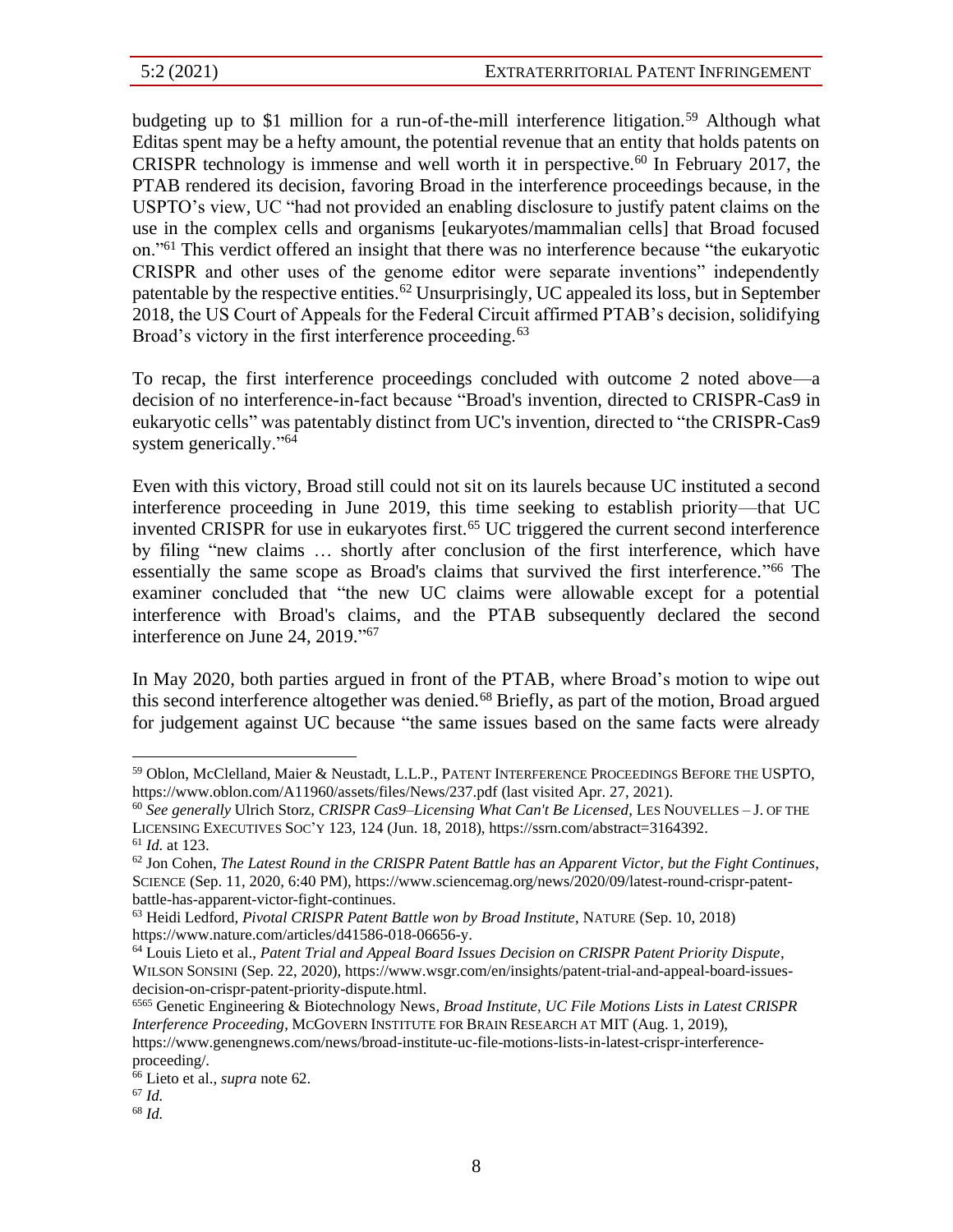budgeting up to $1 million for a run-of-the-mill interference litigation.[59] Although what Editas spent may be a hefty amount, the potential revenue that an entity that holds patents on CRISPR technology is immense and well worth it in perspective.[60] In February 2017, the PTAB rendered its decision, favoring Broad in the interference proceedings because, in the USPTO's view, UC "had not provided an enabling disclosure to justify patent claims on the use in the complex cells and organisms [eukaryotes/mammalian cells] that Broad focused on."[61] This verdict offered an insight that there was no interference because "the eukaryotic CRISPR and other uses of the genome editor were separate inventions" independently patentable by the respective entities.[62] Unsurprisingly, UC appealed its loss, but in September 2018, the US Court of Appeals for the Federal Circuit affirmed PTAB's decision, solidifying Broad's victory in the first interference proceeding.[63]

To recap, the first interference proceedings concluded with outcome 2 noted above—a decision of no interference-in-fact because "Broad's invention, directed to CRISPR-Cas9 in eukaryotic cells" was patentably distinct from UC's invention, directed to "the CRISPR-Cas9 system generically."[64]

Even with this victory, Broad still could not sit on its laurels because UC instituted a second interference proceeding in June 2019, this time seeking to establish priority—that UC invented CRISPR for use in eukaryotes first.[65] UC triggered the current second interference by filing "new claims … shortly after conclusion of the first interference, which have essentially the same scope as Broad's claims that survived the first interference."[66] The examiner concluded that "the new UC claims were allowable except for a potential interference with Broad's claims, and the PTAB subsequently declared the second interference on June 24, 2019."[67]

In May 2020, both parties argued in front of the PTAB, where Broad's motion to wipe out this second interference altogether was denied.[68] Briefly, as part of the motion, Broad argued for judgement against UC because "the same issues based on the same facts were already

---

[59] Oblon, McClelland, Maier & Neustadt, L.L.P., PATENT INTERFERENCE PROCEEDINGS BEFORE THE USPTO, https://www.oblon.com/A11960/assets/files/News/237.pdf (last visited Apr. 27, 2021).

[60] *See generally* Ulrich Storz, *CRISPR Cas9–Licensing What Can't Be Licensed*, LES NOUVELLES – J. OF THE LICENSING EXECUTIVES SOC'Y 123, 124 (Jun. 18, 2018), https://ssrn.com/abstract=3164392.

[61] *Id.* at 123.

[62] Jon Cohen, *The Latest Round in the CRISPR Patent Battle has an Apparent Victor, but the Fight Continues*, SCIENCE (Sep. 11, 2020, 6:40 PM), https://www.sciencemag.org/news/2020/09/latest-round-crispr-patent-battle-has-apparent-victor-fight-continues.

[63] Heidi Ledford, *Pivotal CRISPR Patent Battle won by Broad Institute*, NATURE (Sep. 10, 2018) https://www.nature.com/articles/d41586-018-06656-y.

[64] Louis Lieto et al., *Patent Trial and Appeal Board Issues Decision on CRISPR Patent Priority Dispute*, WILSON SONSINI (Sep. 22, 2020), https://www.wsgr.com/en/insights/patent-trial-and-appeal-board-issues-decision-on-crispr-patent-priority-dispute.html.

[6565] Genetic Engineering & Biotechnology News, *Broad Institute, UC File Motions Lists in Latest CRISPR Interference Proceeding*, MCGOVERN INSTITUTE FOR BRAIN RESEARCH AT MIT (Aug. 1, 2019), https://www.genengnews.com/news/broad-institute-uc-file-motions-lists-in-latest-crispr-interference-proceeding/.

[66] Lieto et al., *supra* note 62.

[67] *Id.*

[68] *Id.*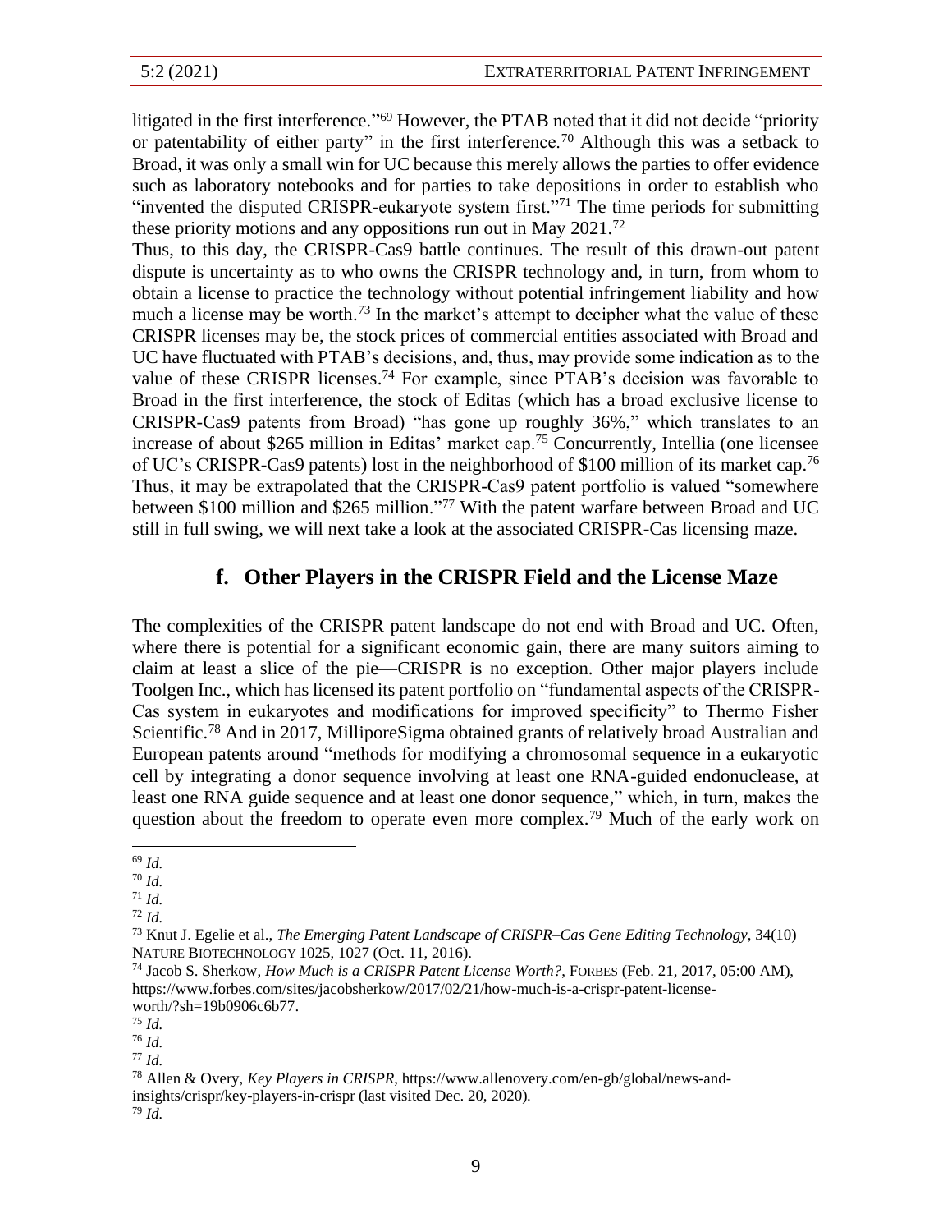litigated in the first interference."[69] However, the PTAB noted that it did not decide "priority or patentability of either party" in the first interference.[70] Although this was a setback to Broad, it was only a small win for UC because this merely allows the parties to offer evidence such as laboratory notebooks and for parties to take depositions in order to establish who "invented the disputed CRISPR-eukaryote system first."[71] The time periods for submitting these priority motions and any oppositions run out in May 2021.[72]

Thus, to this day, the CRISPR-Cas9 battle continues. The result of this drawn-out patent dispute is uncertainty as to who owns the CRISPR technology and, in turn, from whom to obtain a license to practice the technology without potential infringement liability and how much a license may be worth.[73] In the market's attempt to decipher what the value of these CRISPR licenses may be, the stock prices of commercial entities associated with Broad and UC have fluctuated with PTAB's decisions, and, thus, may provide some indication as to the value of these CRISPR licenses.[74] For example, since PTAB's decision was favorable to Broad in the first interference, the stock of Editas (which has a broad exclusive license to CRISPR-Cas9 patents from Broad) "has gone up roughly 36%," which translates to an increase of about $265 million in Editas' market cap.[75] Concurrently, Intellia (one licensee of UC's CRISPR-Cas9 patents) lost in the neighborhood of $100 million of its market cap.[76] Thus, it may be extrapolated that the CRISPR-Cas9 patent portfolio is valued "somewhere between $100 million and $265 million."[77] With the patent warfare between Broad and UC still in full swing, we will next take a look at the associated CRISPR-Cas licensing maze.

### f. Other Players in the CRISPR Field and the License Maze

The complexities of the CRISPR patent landscape do not end with Broad and UC. Often, where there is potential for a significant economic gain, there are many suitors aiming to claim at least a slice of the pie—CRISPR is no exception. Other major players include Toolgen Inc., which has licensed its patent portfolio on "fundamental aspects of the CRISPR-Cas system in eukaryotes and modifications for improved specificity" to Thermo Fisher Scientific.[78] And in 2017, MilliporeSigma obtained grants of relatively broad Australian and European patents around "methods for modifying a chromosomal sequence in a eukaryotic cell by integrating a donor sequence involving at least one RNA-guided endonuclease, at least one RNA guide sequence and at least one donor sequence," which, in turn, makes the question about the freedom to operate even more complex.[79] Much of the early work on

---

[69] *Id.*

[70] *Id.*

[71] *Id.*

[72] *Id.*

[73] Knut J. Egelie et al., *The Emerging Patent Landscape of CRISPR–Cas Gene Editing Technology*, 34(10) NATURE BIOTECHNOLOGY 1025, 1027 (Oct. 11, 2016).

[74] Jacob S. Sherkow, *How Much is a CRISPR Patent License Worth?*, FORBES (Feb. 21, 2017, 05:00 AM), https://www.forbes.com/sites/jacobsherkow/2017/02/21/how-much-is-a-crispr-patent-license-worth/?sh=19b0906c6b77.

[75] *Id.*

[76] *Id.*

[77] *Id.*

[78] Allen & Overy, *Key Players in CRISPR*, https://www.allenovery.com/en-gb/global/news-and-insights/crispr/key-players-in-crispr (last visited Dec. 20, 2020).

[79] *Id.*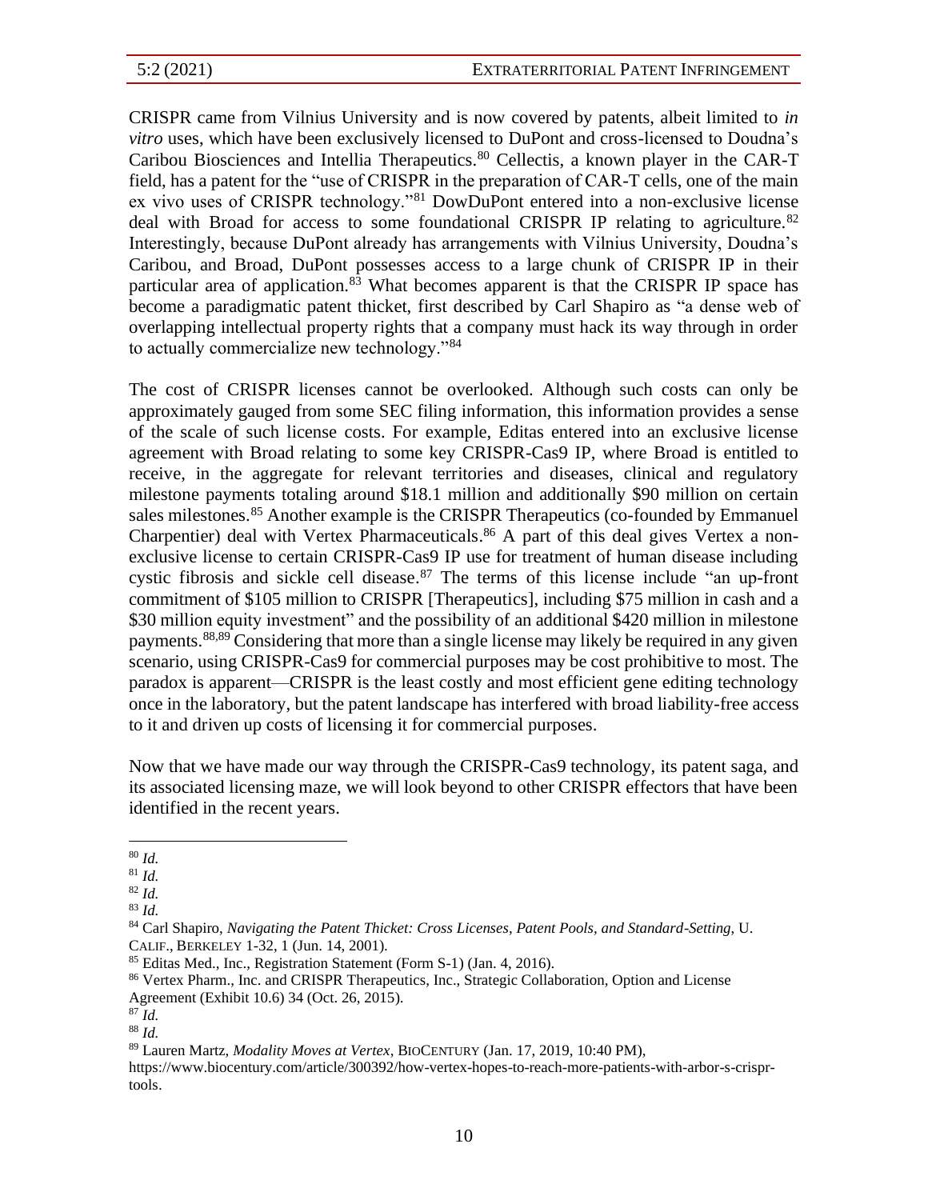CRISPR came from Vilnius University and is now covered by patents, albeit limited to *in vitro* uses, which have been exclusively licensed to DuPont and cross-licensed to Doudna's Caribou Biosciences and Intellia Therapeutics.[80] Cellectis, a known player in the CAR-T field, has a patent for the "use of CRISPR in the preparation of CAR-T cells, one of the main ex vivo uses of CRISPR technology."[81] DowDuPont entered into a non-exclusive license deal with Broad for access to some foundational CRISPR IP relating to agriculture.[82] Interestingly, because DuPont already has arrangements with Vilnius University, Doudna's Caribou, and Broad, DuPont possesses access to a large chunk of CRISPR IP in their particular area of application.[83] What becomes apparent is that the CRISPR IP space has become a paradigmatic patent thicket, first described by Carl Shapiro as "a dense web of overlapping intellectual property rights that a company must hack its way through in order to actually commercialize new technology."[84]

The cost of CRISPR licenses cannot be overlooked. Although such costs can only be approximately gauged from some SEC filing information, this information provides a sense of the scale of such license costs. For example, Editas entered into an exclusive license agreement with Broad relating to some key CRISPR-Cas9 IP, where Broad is entitled to receive, in the aggregate for relevant territories and diseases, clinical and regulatory milestone payments totaling around $18.1 million and additionally $90 million on certain sales milestones.[85] Another example is the CRISPR Therapeutics (co-founded by Emmanuel Charpentier) deal with Vertex Pharmaceuticals.[86] A part of this deal gives Vertex a non-exclusive license to certain CRISPR-Cas9 IP use for treatment of human disease including cystic fibrosis and sickle cell disease.[87] The terms of this license include "an up-front commitment of $105 million to CRISPR [Therapeutics], including $75 million in cash and a $30 million equity investment" and the possibility of an additional $420 million in milestone payments.[88,89] Considering that more than a single license may likely be required in any given scenario, using CRISPR-Cas9 for commercial purposes may be cost prohibitive to most. The paradox is apparent—CRISPR is the least costly and most efficient gene editing technology once in the laboratory, but the patent landscape has interfered with broad liability-free access to it and driven up costs of licensing it for commercial purposes.

Now that we have made our way through the CRISPR-Cas9 technology, its patent saga, and its associated licensing maze, we will look beyond to other CRISPR effectors that have been identified in the recent years.

---

[80] *Id.*

[81] *Id.*

[82] *Id.*

[83] *Id.*

[84] Carl Shapiro, *Navigating the Patent Thicket: Cross Licenses, Patent Pools, and Standard-Setting*, U. CALIF., BERKELEY 1-32, 1 (Jun. 14, 2001).

[85] Editas Med., Inc., Registration Statement (Form S-1) (Jan. 4, 2016).

[86] Vertex Pharm., Inc. and CRISPR Therapeutics, Inc., Strategic Collaboration, Option and License Agreement (Exhibit 10.6) 34 (Oct. 26, 2015).

[87] *Id.*

[88] *Id.*

[89] Lauren Martz, *Modality Moves at Vertex*, BIOCENTURY (Jan. 17, 2019, 10:40 PM), https://www.biocentury.com/article/300392/how-vertex-hopes-to-reach-more-patients-with-arbor-s-crispr-tools.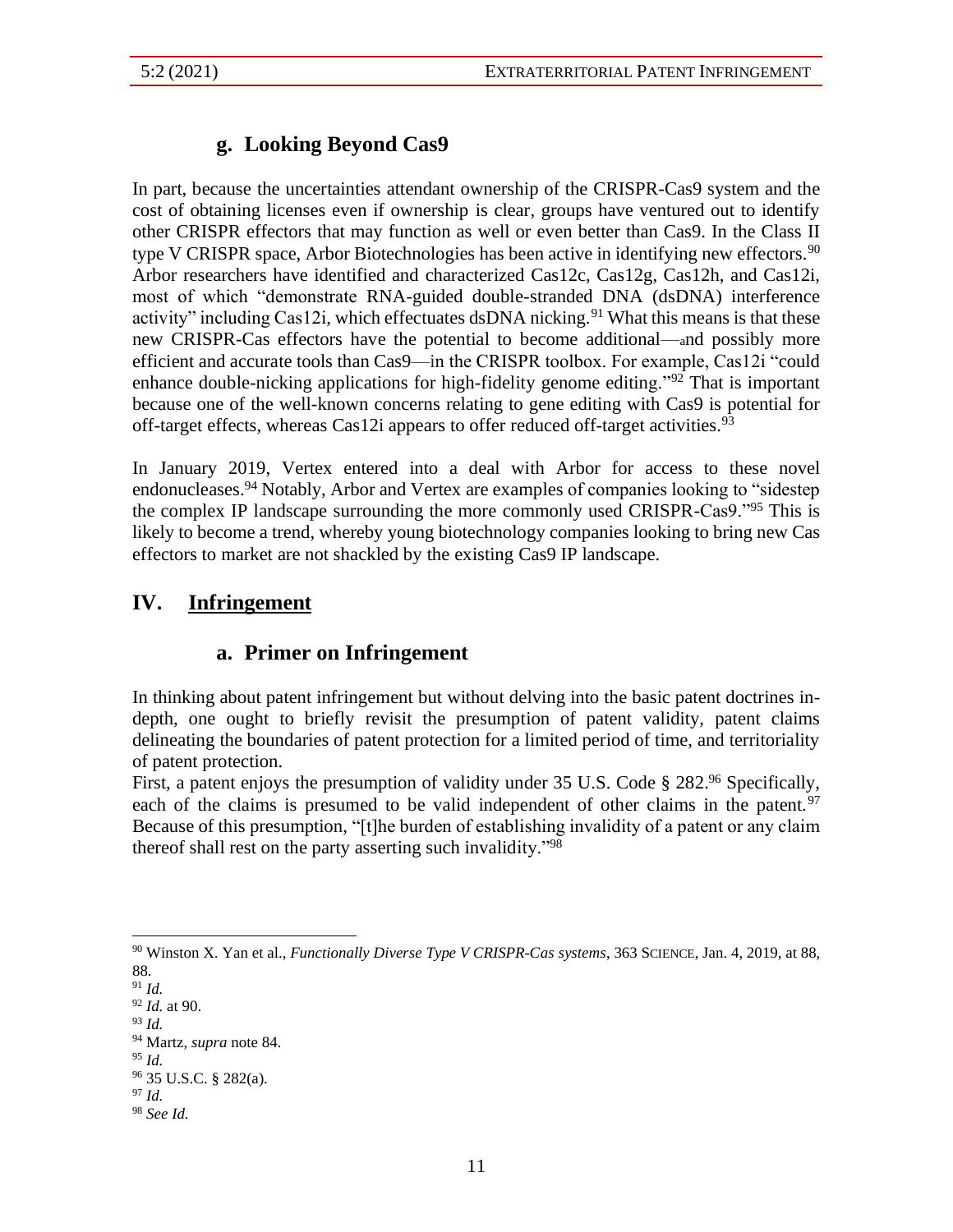### g. Looking Beyond Cas9

In part, because the uncertainties attendant ownership of the CRISPR-Cas9 system and the cost of obtaining licenses even if ownership is clear, groups have ventured out to identify other CRISPR effectors that may function as well or even better than Cas9. In the Class II type V CRISPR space, Arbor Biotechnologies has been active in identifying new effectors.[90] Arbor researchers have identified and characterized Cas12c, Cas12g, Cas12h, and Cas12i, most of which "demonstrate RNA-guided double-stranded DNA (dsDNA) interference activity" including Cas12i, which effectuates dsDNA nicking.[91] What this means is that these new CRISPR-Cas effectors have the potential to become additional—and possibly more efficient and accurate tools than Cas9—in the CRISPR toolbox. For example, Cas12i "could enhance double-nicking applications for high-fidelity genome editing."[92] That is important because one of the well-known concerns relating to gene editing with Cas9 is potential for off-target effects, whereas Cas12i appears to offer reduced off-target activities.[93]

In January 2019, Vertex entered into a deal with Arbor for access to these novel endonucleases.[94] Notably, Arbor and Vertex are examples of companies looking to "sidestep the complex IP landscape surrounding the more commonly used CRISPR-Cas9."[95] This is likely to become a trend, whereby young biotechnology companies looking to bring new Cas effectors to market are not shackled by the existing Cas9 IP landscape.

## IV. Infringement

### a. Primer on Infringement

In thinking about patent infringement but without delving into the basic patent doctrines in-depth, one ought to briefly revisit the presumption of patent validity, patent claims delineating the boundaries of patent protection for a limited period of time, and territoriality of patent protection.

First, a patent enjoys the presumption of validity under 35 U.S. Code § 282.[96] Specifically, each of the claims is presumed to be valid independent of other claims in the patent.[97] Because of this presumption, "[t]he burden of establishing invalidity of a patent or any claim thereof shall rest on the party asserting such invalidity."[98]

---

[90] Winston X. Yan et al., *Functionally Diverse Type V CRISPR-Cas systems*, 363 SCIENCE, Jan. 4, 2019, at 88, 88.

[91] *Id.*

[92] *Id.* at 90.

[93] *Id.*

[94] Martz, *supra* note 84.

[95] *Id.*

[96] 35 U.S.C. § 282(a).

[97] *Id.*

[98] *See Id.*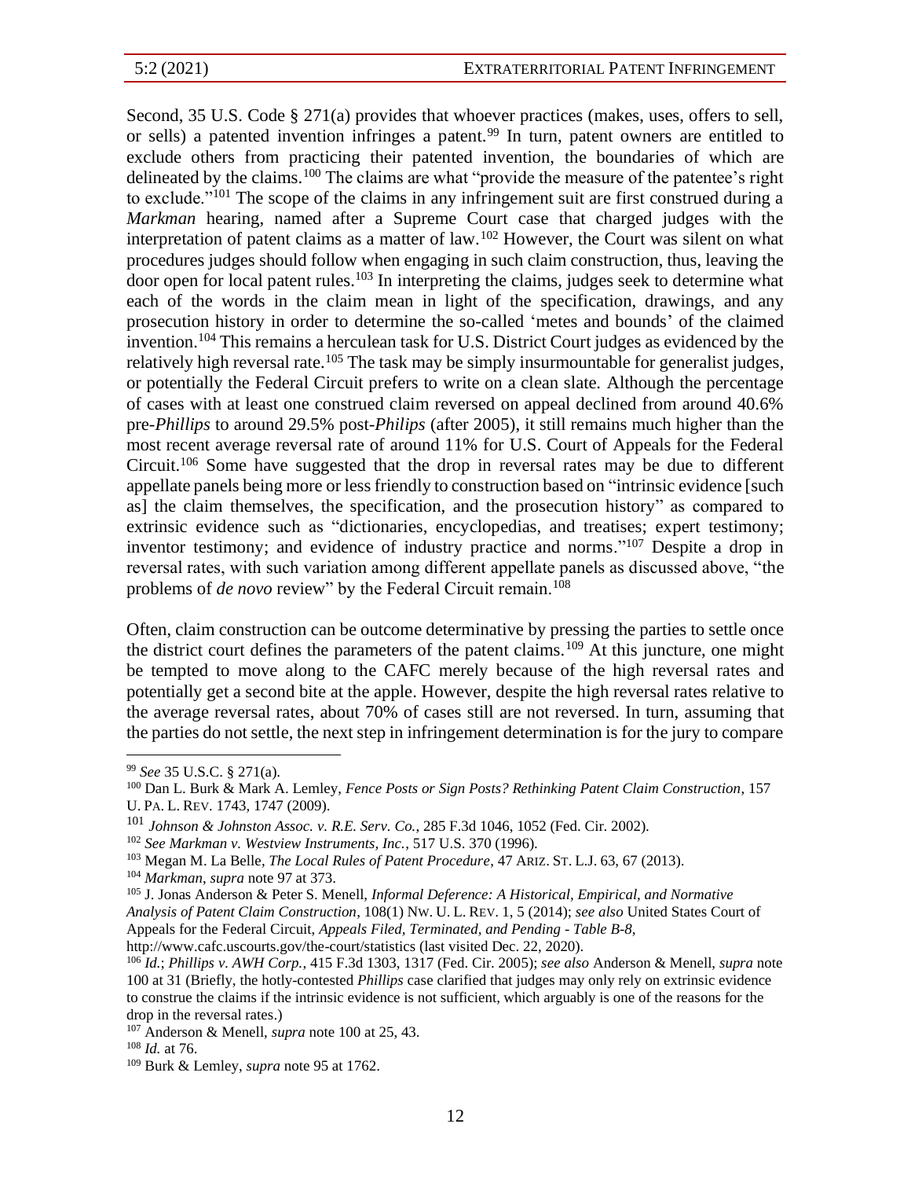Second, 35 U.S. Code § 271(a) provides that whoever practices (makes, uses, offers to sell, or sells) a patented invention infringes a patent.[99] In turn, patent owners are entitled to exclude others from practicing their patented invention, the boundaries of which are delineated by the claims.[100] The claims are what "provide the measure of the patentee's right to exclude."[101] The scope of the claims in any infringement suit are first construed during a *Markman* hearing, named after a Supreme Court case that charged judges with the interpretation of patent claims as a matter of law.[102] However, the Court was silent on what procedures judges should follow when engaging in such claim construction, thus, leaving the door open for local patent rules.[103] In interpreting the claims, judges seek to determine what each of the words in the claim mean in light of the specification, drawings, and any prosecution history in order to determine the so-called 'metes and bounds' of the claimed invention.[104] This remains a herculean task for U.S. District Court judges as evidenced by the relatively high reversal rate.[105] The task may be simply insurmountable for generalist judges, or potentially the Federal Circuit prefers to write on a clean slate. Although the percentage of cases with at least one construed claim reversed on appeal declined from around 40.6% pre-*Phillips* to around 29.5% post-*Philips* (after 2005), it still remains much higher than the most recent average reversal rate of around 11% for U.S. Court of Appeals for the Federal Circuit.[106] Some have suggested that the drop in reversal rates may be due to different appellate panels being more or less friendly to construction based on "intrinsic evidence [such as] the claim themselves, the specification, and the prosecution history" as compared to extrinsic evidence such as "dictionaries, encyclopedias, and treatises; expert testimony; inventor testimony; and evidence of industry practice and norms."[107] Despite a drop in reversal rates, with such variation among different appellate panels as discussed above, "the problems of *de novo* review" by the Federal Circuit remain.[108]

Often, claim construction can be outcome determinative by pressing the parties to settle once the district court defines the parameters of the patent claims.[109] At this juncture, one might be tempted to move along to the CAFC merely because of the high reversal rates and potentially get a second bite at the apple. However, despite the high reversal rates relative to the average reversal rates, about 70% of cases still are not reversed. In turn, assuming that the parties do not settle, the next step in infringement determination is for the jury to compare

---

[99] *See* 35 U.S.C. § 271(a).

[100] Dan L. Burk & Mark A. Lemley, *Fence Posts or Sign Posts? Rethinking Patent Claim Construction*, 157 U. PA. L. REV. 1743, 1747 (2009).

[101] *Johnson & Johnston Assoc. v. R.E. Serv. Co.*, 285 F.3d 1046, 1052 (Fed. Cir. 2002).

[102] *See Markman v. Westview Instruments, Inc.*, 517 U.S. 370 (1996).

[103] Megan M. La Belle, *The Local Rules of Patent Procedure*, 47 ARIZ. ST. L.J. 63, 67 (2013).

[104] *Markman*, *supra* note 97 at 373.

[105] J. Jonas Anderson & Peter S. Menell, *Informal Deference: A Historical, Empirical, and Normative Analysis of Patent Claim Construction*, 108(1) NW. U. L. REV. 1, 5 (2014); *see also* United States Court of Appeals for the Federal Circuit, *Appeals Filed, Terminated, and Pending - Table B-8*, http://www.cafc.uscourts.gov/the-court/statistics (last visited Dec. 22, 2020).

[106] *Id.*; *Phillips v. AWH Corp.*, 415 F.3d 1303, 1317 (Fed. Cir. 2005); *see also* Anderson & Menell, *supra* note 100 at 31 (Briefly, the hotly-contested *Phillips* case clarified that judges may only rely on extrinsic evidence to construe the claims if the intrinsic evidence is not sufficient, which arguably is one of the reasons for the drop in the reversal rates.)

[107] Anderson & Menell, *supra* note 100 at 25, 43.

[108] *Id.* at 76.

[109] Burk & Lemley, *supra* note 95 at 1762.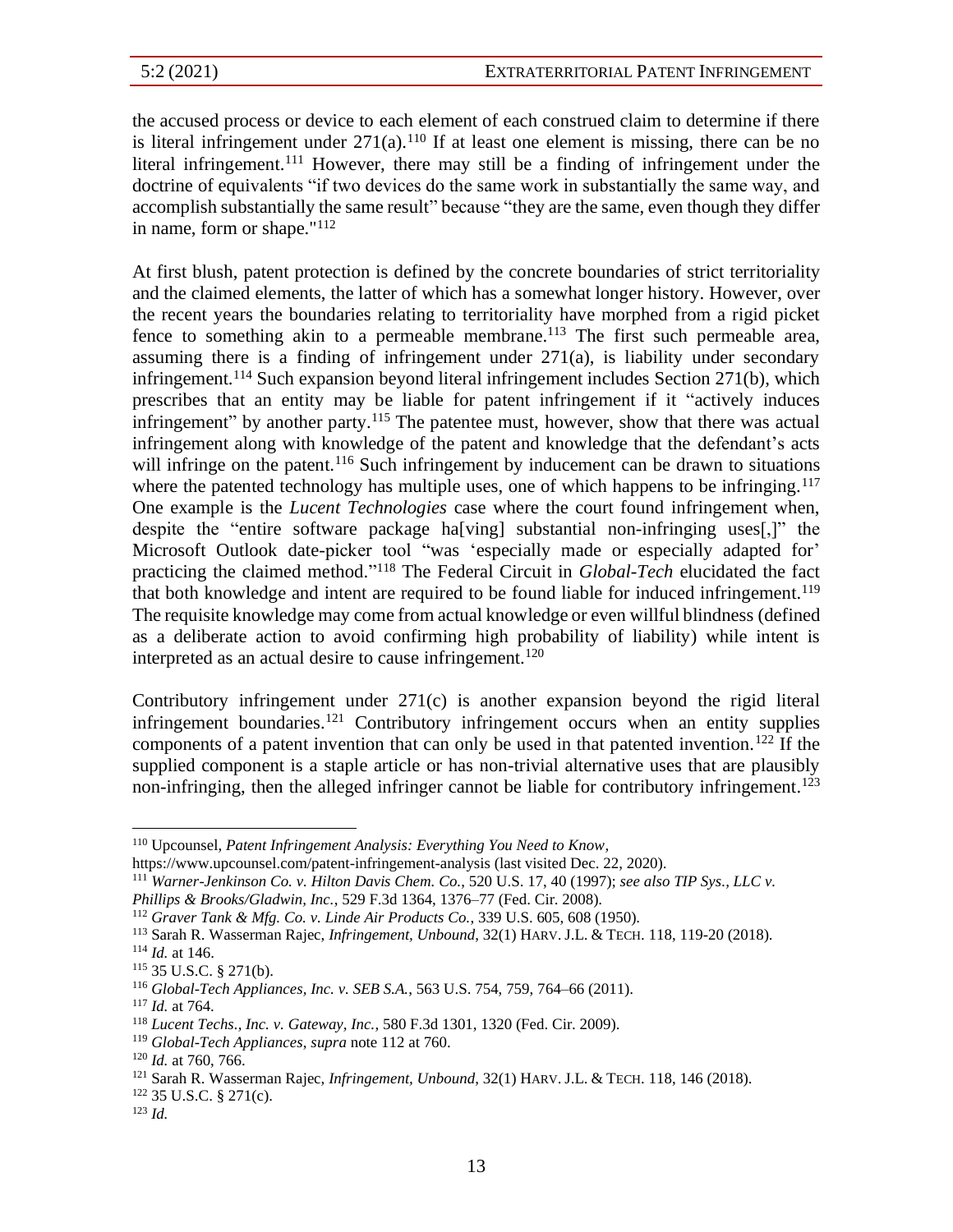the accused process or device to each element of each construed claim to determine if there is literal infringement under 271(a).[110] If at least one element is missing, there can be no literal infringement.[111] However, there may still be a finding of infringement under the doctrine of equivalents "if two devices do the same work in substantially the same way, and accomplish substantially the same result" because "they are the same, even though they differ in name, form or shape."[112]

At first blush, patent protection is defined by the concrete boundaries of strict territoriality and the claimed elements, the latter of which has a somewhat longer history. However, over the recent years the boundaries relating to territoriality have morphed from a rigid picket fence to something akin to a permeable membrane.[113] The first such permeable area, assuming there is a finding of infringement under 271(a), is liability under secondary infringement.[114] Such expansion beyond literal infringement includes Section 271(b), which prescribes that an entity may be liable for patent infringement if it "actively induces infringement" by another party.[115] The patentee must, however, show that there was actual infringement along with knowledge of the patent and knowledge that the defendant's acts will infringe on the patent.[116] Such infringement by inducement can be drawn to situations where the patented technology has multiple uses, one of which happens to be infringing.[117] One example is the *Lucent Technologies* case where the court found infringement when, despite the "entire software package ha[ving] substantial non-infringing uses[,]" the Microsoft Outlook date-picker tool "was 'especially made or especially adapted for' practicing the claimed method."[118] The Federal Circuit in *Global-Tech* elucidated the fact that both knowledge and intent are required to be found liable for induced infringement.[119] The requisite knowledge may come from actual knowledge or even willful blindness (defined as a deliberate action to avoid confirming high probability of liability) while intent is interpreted as an actual desire to cause infringement.[120]

Contributory infringement under 271(c) is another expansion beyond the rigid literal infringement boundaries.[121] Contributory infringement occurs when an entity supplies components of a patent invention that can only be used in that patented invention.[122] If the supplied component is a staple article or has non-trivial alternative uses that are plausibly non-infringing, then the alleged infringer cannot be liable for contributory infringement.[123]

---

[110] Upcounsel, *Patent Infringement Analysis: Everything You Need to Know*, https://www.upcounsel.com/patent-infringement-analysis (last visited Dec. 22, 2020).

[111] *Warner-Jenkinson Co. v. Hilton Davis Chem. Co.*, 520 U.S. 17, 40 (1997); *see also TIP Sys., LLC v. Phillips & Brooks/Gladwin, Inc.*, 529 F.3d 1364, 1376–77 (Fed. Cir. 2008).

[112] *Graver Tank & Mfg. Co. v. Linde Air Products Co.*, 339 U.S. 605, 608 (1950).

[113] Sarah R. Wasserman Rajec, *Infringement, Unbound*, 32(1) HARV. J.L. & TECH. 118, 119-20 (2018).

[114] *Id.* at 146.

[115] 35 U.S.C. § 271(b).

[116] *Global-Tech Appliances, Inc. v. SEB S.A.*, 563 U.S. 754, 759, 764–66 (2011).

[117] *Id.* at 764.

[118] *Lucent Techs., Inc. v. Gateway, Inc.*, 580 F.3d 1301, 1320 (Fed. Cir. 2009).

[119] *Global-Tech Appliances*, *supra* note 112 at 760.

[120] *Id.* at 760, 766.

[121] Sarah R. Wasserman Rajec, *Infringement, Unbound*, 32(1) HARV. J.L. & TECH. 118, 146 (2018).

[122] 35 U.S.C. § 271(c).

[123] *Id.*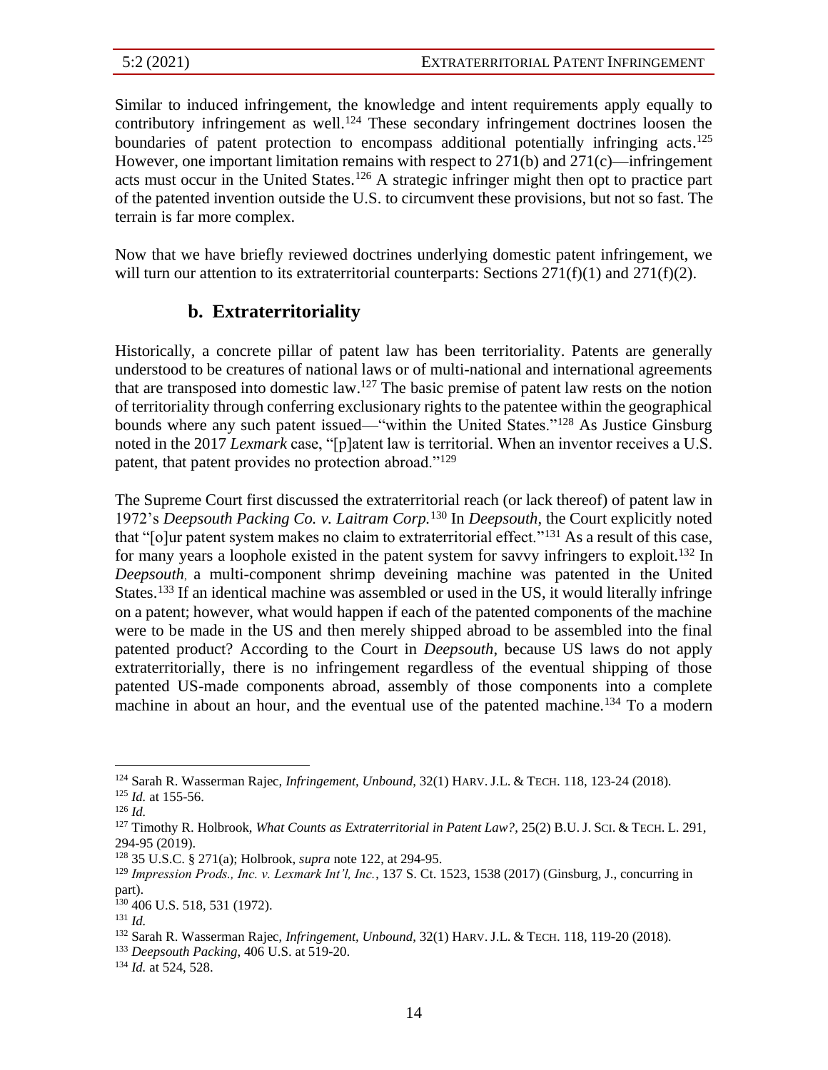Similar to induced infringement, the knowledge and intent requirements apply equally to contributory infringement as well.[124] These secondary infringement doctrines loosen the boundaries of patent protection to encompass additional potentially infringing acts.[125] However, one important limitation remains with respect to 271(b) and 271(c)—infringement acts must occur in the United States.[126] A strategic infringer might then opt to practice part of the patented invention outside the U.S. to circumvent these provisions, but not so fast. The terrain is far more complex.

Now that we have briefly reviewed doctrines underlying domestic patent infringement, we will turn our attention to its extraterritorial counterparts: Sections 271(f)(1) and 271(f)(2).

### b. Extraterritoriality

Historically, a concrete pillar of patent law has been territoriality. Patents are generally understood to be creatures of national laws or of multi-national and international agreements that are transposed into domestic law.[127] The basic premise of patent law rests on the notion of territoriality through conferring exclusionary rights to the patentee within the geographical bounds where any such patent issued—"within the United States."[128] As Justice Ginsburg noted in the 2017 *Lexmark* case, "[p]atent law is territorial. When an inventor receives a U.S. patent, that patent provides no protection abroad."[129]

The Supreme Court first discussed the extraterritorial reach (or lack thereof) of patent law in 1972's *Deepsouth Packing Co. v. Laitram Corp.*[130] In *Deepsouth*, the Court explicitly noted that "[o]ur patent system makes no claim to extraterritorial effect."[131] As a result of this case, for many years a loophole existed in the patent system for savvy infringers to exploit.[132] In *Deepsouth*, a multi-component shrimp deveining machine was patented in the United States.[133] If an identical machine was assembled or used in the US, it would literally infringe on a patent; however, what would happen if each of the patented components of the machine were to be made in the US and then merely shipped abroad to be assembled into the final patented product? According to the Court in *Deepsouth*, because US laws do not apply extraterritorially, there is no infringement regardless of the eventual shipping of those patented US-made components abroad, assembly of those components into a complete machine in about an hour, and the eventual use of the patented machine.[134] To a modern

---

[124] Sarah R. Wasserman Rajec, *Infringement, Unbound*, 32(1) HARV. J.L. & TECH. 118, 123-24 (2018).

[125] *Id.* at 155-56.

[126] *Id.*

[127] Timothy R. Holbrook, *What Counts as Extraterritorial in Patent Law?*, 25(2) B.U. J. SCI. & TECH. L. 291, 294-95 (2019).

[128] 35 U.S.C. § 271(a); Holbrook, *supra* note 122, at 294-95.

[129] *Impression Prods., Inc. v. Lexmark Int'l, Inc.*, 137 S. Ct. 1523, 1538 (2017) (Ginsburg, J., concurring in part).

[130] 406 U.S. 518, 531 (1972).

[131] *Id.*

[132] Sarah R. Wasserman Rajec, *Infringement, Unbound*, 32(1) HARV. J.L. & TECH. 118, 119-20 (2018).

[133] *Deepsouth Packing*, 406 U.S. at 519-20.

[134] *Id.* at 524, 528.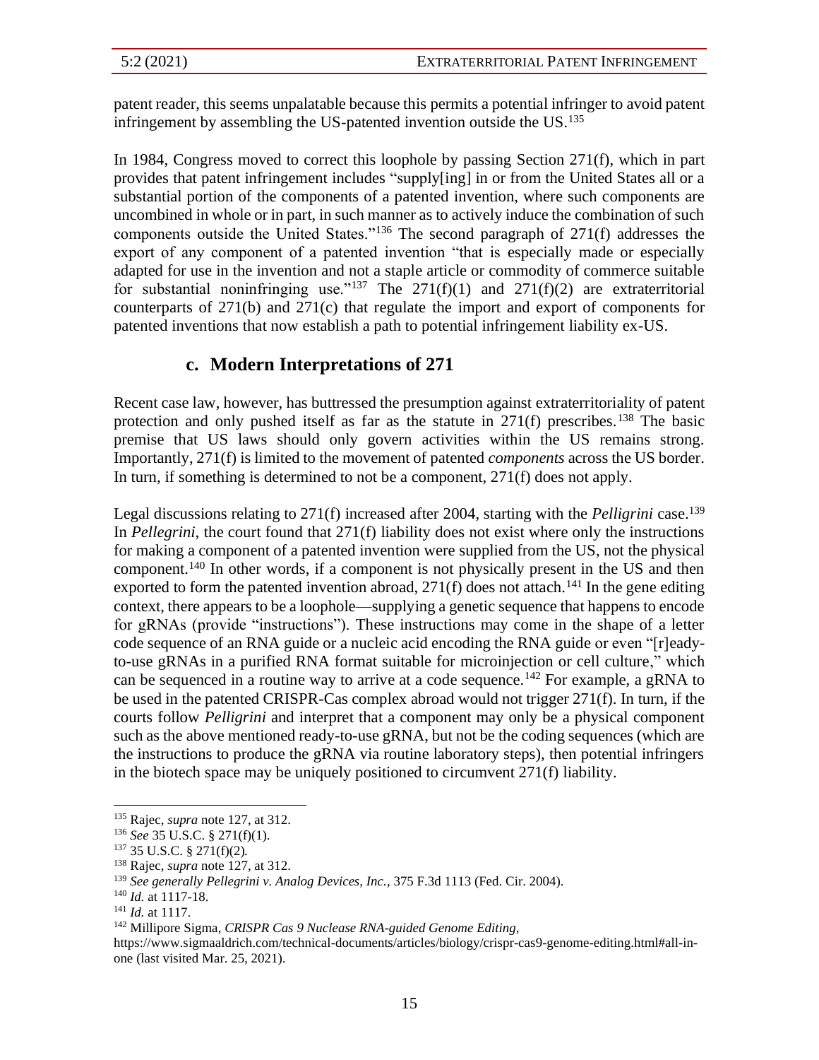patent reader, this seems unpalatable because this permits a potential infringer to avoid patent infringement by assembling the US-patented invention outside the US.[135]

In 1984, Congress moved to correct this loophole by passing Section 271(f), which in part provides that patent infringement includes "supply[ing] in or from the United States all or a substantial portion of the components of a patented invention, where such components are uncombined in whole or in part, in such manner as to actively induce the combination of such components outside the United States."[136] The second paragraph of 271(f) addresses the export of any component of a patented invention "that is especially made or especially adapted for use in the invention and not a staple article or commodity of commerce suitable for substantial noninfringing use."[137] The 271(f)(1) and 271(f)(2) are extraterritorial counterparts of 271(b) and 271(c) that regulate the import and export of components for patented inventions that now establish a path to potential infringement liability ex-US.

### c. Modern Interpretations of 271

Recent case law, however, has buttressed the presumption against extraterritoriality of patent protection and only pushed itself as far as the statute in 271(f) prescribes.[138] The basic premise that US laws should only govern activities within the US remains strong. Importantly, 271(f) is limited to the movement of patented *components* across the US border. In turn, if something is determined to not be a component, 271(f) does not apply.

Legal discussions relating to 271(f) increased after 2004, starting with the *Pelligrini* case.[139] In *Pellegrini*, the court found that 271(f) liability does not exist where only the instructions for making a component of a patented invention were supplied from the US, not the physical component.[140] In other words, if a component is not physically present in the US and then exported to form the patented invention abroad, 271(f) does not attach.[141] In the gene editing context, there appears to be a loophole—supplying a genetic sequence that happens to encode for gRNAs (provide "instructions"). These instructions may come in the shape of a letter code sequence of an RNA guide or a nucleic acid encoding the RNA guide or even "[r]eady-to-use gRNAs in a purified RNA format suitable for microinjection or cell culture," which can be sequenced in a routine way to arrive at a code sequence.[142] For example, a gRNA to be used in the patented CRISPR-Cas complex abroad would not trigger 271(f). In turn, if the courts follow *Pelligrini* and interpret that a component may only be a physical component such as the above mentioned ready-to-use gRNA, but not be the coding sequences (which are the instructions to produce the gRNA via routine laboratory steps), then potential infringers in the biotech space may be uniquely positioned to circumvent 271(f) liability.

---

[135] Rajec, *supra* note 127, at 312.

[136] *See* 35 U.S.C. § 271(f)(1).

[137] 35 U.S.C. § 271(f)(2).

[138] Rajec, *supra* note 127, at 312.

[139] *See generally Pellegrini v. Analog Devices, Inc.*, 375 F.3d 1113 (Fed. Cir. 2004).

[140] *Id.* at 1117-18.

[141] *Id.* at 1117.

[142] Millipore Sigma, *CRISPR Cas 9 Nuclease RNA-guided Genome Editing*, https://www.sigmaaldrich.com/technical-documents/articles/biology/crispr-cas9-genome-editing.html#all-in-one (last visited Mar. 25, 2021).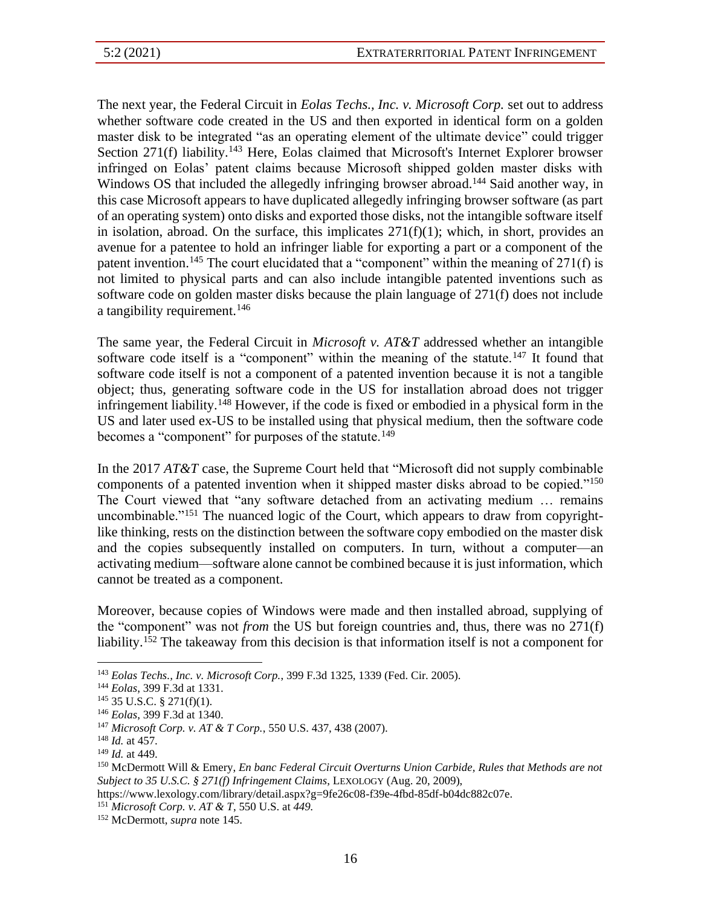The next year, the Federal Circuit in *Eolas Techs., Inc. v. Microsoft Corp.* set out to address whether software code created in the US and then exported in identical form on a golden master disk to be integrated "as an operating element of the ultimate device" could trigger Section 271(f) liability.[143] Here, Eolas claimed that Microsoft's Internet Explorer browser infringed on Eolas' patent claims because Microsoft shipped golden master disks with Windows OS that included the allegedly infringing browser abroad.[144] Said another way, in this case Microsoft appears to have duplicated allegedly infringing browser software (as part of an operating system) onto disks and exported those disks, not the intangible software itself in isolation, abroad. On the surface, this implicates 271(f)(1); which, in short, provides an avenue for a patentee to hold an infringer liable for exporting a part or a component of the patent invention.[145] The court elucidated that a "component" within the meaning of 271(f) is not limited to physical parts and can also include intangible patented inventions such as software code on golden master disks because the plain language of 271(f) does not include a tangibility requirement.[146]

The same year, the Federal Circuit in *Microsoft v. AT&T* addressed whether an intangible software code itself is a "component" within the meaning of the statute.[147] It found that software code itself is not a component of a patented invention because it is not a tangible object; thus, generating software code in the US for installation abroad does not trigger infringement liability.[148] However, if the code is fixed or embodied in a physical form in the US and later used ex-US to be installed using that physical medium, then the software code becomes a "component" for purposes of the statute.[149]

In the 2017 *AT&T* case, the Supreme Court held that "Microsoft did not supply combinable components of a patented invention when it shipped master disks abroad to be copied."[150] The Court viewed that "any software detached from an activating medium … remains uncombinable."[151] The nuanced logic of the Court, which appears to draw from copyright-like thinking, rests on the distinction between the software copy embodied on the master disk and the copies subsequently installed on computers. In turn, without a computer—an activating medium—software alone cannot be combined because it is just information, which cannot be treated as a component.

Moreover, because copies of Windows were made and then installed abroad, supplying of the "component" was not *from* the US but foreign countries and, thus, there was no 271(f) liability.[152] The takeaway from this decision is that information itself is not a component for

---

[143] *Eolas Techs., Inc. v. Microsoft Corp.*, 399 F.3d 1325, 1339 (Fed. Cir. 2005).

[144] *Eolas*, 399 F.3d at 1331.

[145] 35 U.S.C. § 271(f)(1).

[146] *Eolas*, 399 F.3d at 1340.

[147] *Microsoft Corp. v. AT & T Corp.*, 550 U.S. 437, 438 (2007).

[148] *Id.* at 457.

[149] *Id.* at 449.

[150] McDermott Will & Emery, *En banc Federal Circuit Overturns Union Carbide, Rules that Methods are not Subject to 35 U.S.C. § 271(f) Infringement Claims*, LEXOLOGY (Aug. 20, 2009), https://www.lexology.com/library/detail.aspx?g=9fe26c08-f39e-4fbd-85df-b04dc882c07e.

[151] *Microsoft Corp. v. AT & T*, 550 U.S. at *449.*

[152] McDermott, *supra* note 145.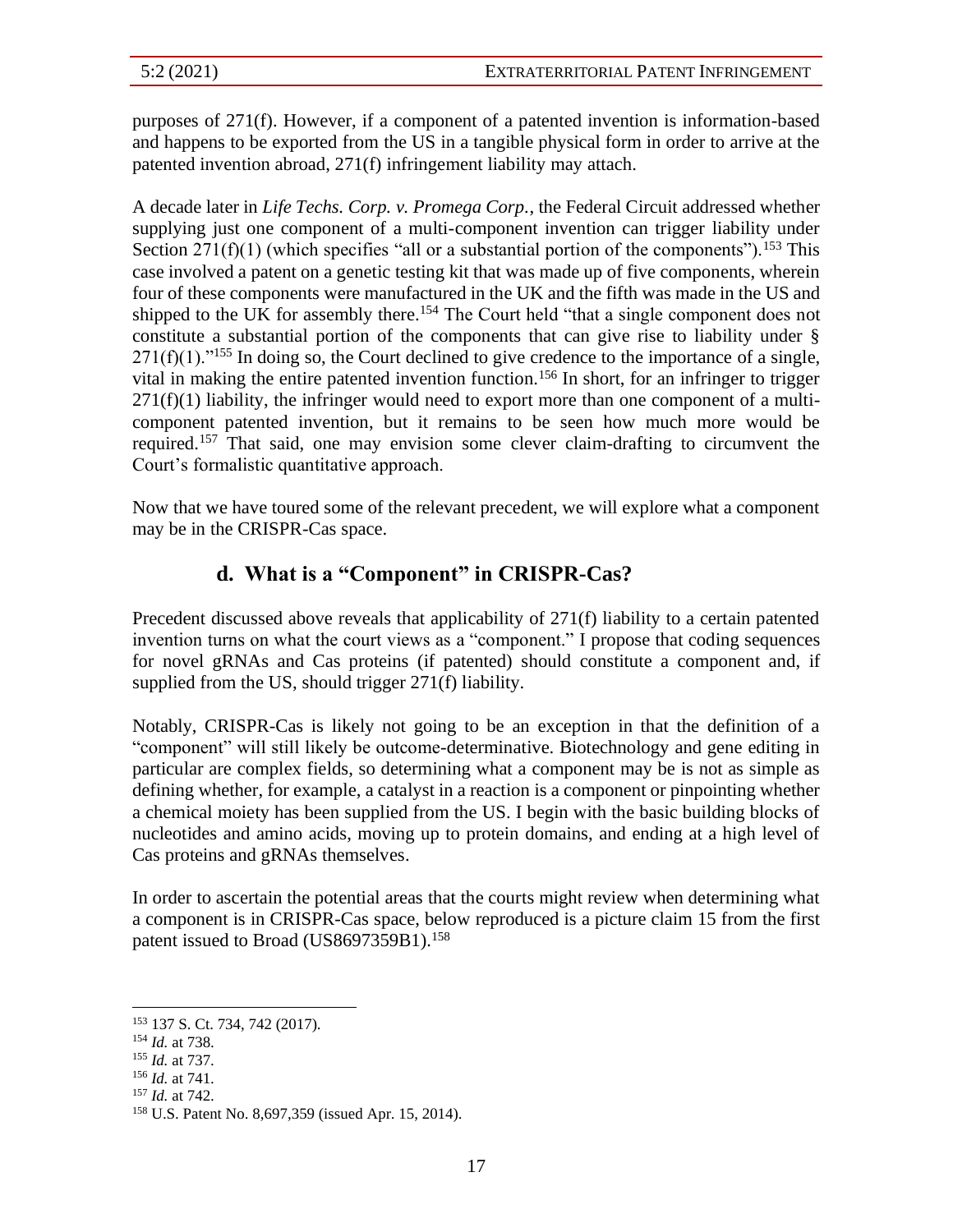purposes of 271(f). However, if a component of a patented invention is information-based and happens to be exported from the US in a tangible physical form in order to arrive at the patented invention abroad, 271(f) infringement liability may attach.

A decade later in *Life Techs. Corp. v. Promega Corp.*, the Federal Circuit addressed whether supplying just one component of a multi-component invention can trigger liability under Section 271(f)(1) (which specifies "all or a substantial portion of the components").[153] This case involved a patent on a genetic testing kit that was made up of five components, wherein four of these components were manufactured in the UK and the fifth was made in the US and shipped to the UK for assembly there.[154] The Court held "that a single component does not constitute a substantial portion of the components that can give rise to liability under § 271(f)(1)."[155] In doing so, the Court declined to give credence to the importance of a single, vital in making the entire patented invention function.[156] In short, for an infringer to trigger 271(f)(1) liability, the infringer would need to export more than one component of a multi-component patented invention, but it remains to be seen how much more would be required.[157] That said, one may envision some clever claim-drafting to circumvent the Court's formalistic quantitative approach.

Now that we have toured some of the relevant precedent, we will explore what a component may be in the CRISPR-Cas space.

## d. What is a "Component" in CRISPR-Cas?

Precedent discussed above reveals that applicability of 271(f) liability to a certain patented invention turns on what the court views as a "component." I propose that coding sequences for novel gRNAs and Cas proteins (if patented) should constitute a component and, if supplied from the US, should trigger 271(f) liability.

Notably, CRISPR-Cas is likely not going to be an exception in that the definition of a "component" will still likely be outcome-determinative. Biotechnology and gene editing in particular are complex fields, so determining what a component may be is not as simple as defining whether, for example, a catalyst in a reaction is a component or pinpointing whether a chemical moiety has been supplied from the US. I begin with the basic building blocks of nucleotides and amino acids, moving up to protein domains, and ending at a high level of Cas proteins and gRNAs themselves.

In order to ascertain the potential areas that the courts might review when determining what a component is in CRISPR-Cas space, below reproduced is a picture claim 15 from the first patent issued to Broad (US8697359B1).[158]

---

[153] 137 S. Ct. 734, 742 (2017).

[154] *Id.* at 738.

[155] *Id.* at 737.

[156] *Id.* at 741.

[157] *Id.* at 742.

[158] U.S. Patent No. 8,697,359 (issued Apr. 15, 2014).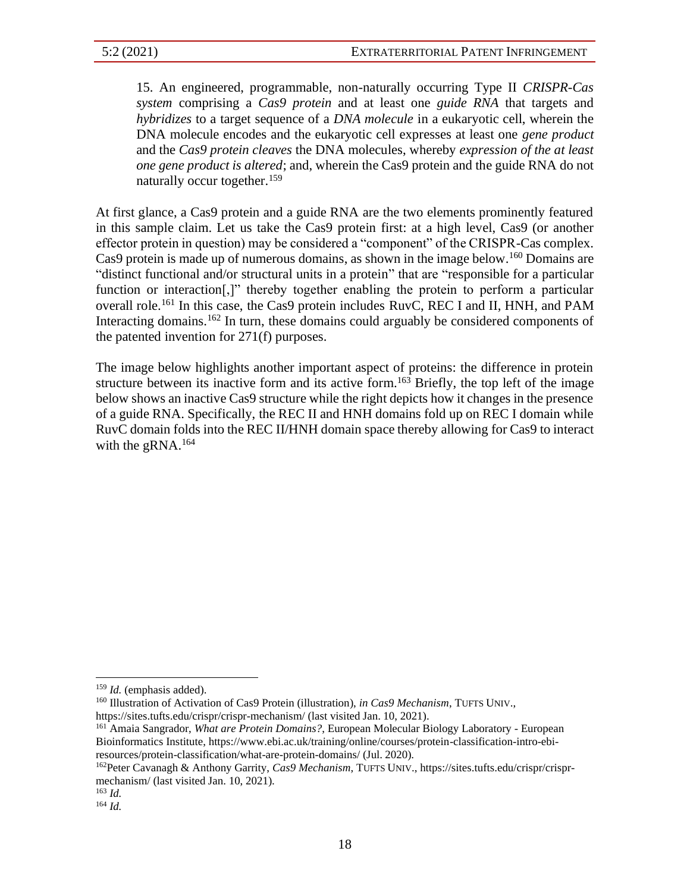15. An engineered, programmable, non-naturally occurring Type II *CRISPR-Cas system* comprising a *Cas9 protein* and at least one *guide RNA* that targets and *hybridizes* to a target sequence of a *DNA molecule* in a eukaryotic cell, wherein the DNA molecule encodes and the eukaryotic cell expresses at least one *gene product* and the *Cas9 protein cleaves* the DNA molecules, whereby *expression of the at least one gene product is altered*; and, wherein the Cas9 protein and the guide RNA do not naturally occur together.[159]

At first glance, a Cas9 protein and a guide RNA are the two elements prominently featured in this sample claim. Let us take the Cas9 protein first: at a high level, Cas9 (or another effector protein in question) may be considered a "component" of the CRISPR-Cas complex. Cas9 protein is made up of numerous domains, as shown in the image below.[160] Domains are "distinct functional and/or structural units in a protein" that are "responsible for a particular function or interaction[,]" thereby together enabling the protein to perform a particular overall role.[161] In this case, the Cas9 protein includes RuvC, REC I and II, HNH, and PAM Interacting domains.[162] In turn, these domains could arguably be considered components of the patented invention for 271(f) purposes.

The image below highlights another important aspect of proteins: the difference in protein structure between its inactive form and its active form.[163] Briefly, the top left of the image below shows an inactive Cas9 structure while the right depicts how it changes in the presence of a guide RNA. Specifically, the REC II and HNH domains fold up on REC I domain while RuvC domain folds into the REC II/HNH domain space thereby allowing for Cas9 to interact with the gRNA.[164]

---

[159] *Id.* (emphasis added).

[160] Illustration of Activation of Cas9 Protein (illustration), *in Cas9 Mechanism*, TUFTS UNIV., https://sites.tufts.edu/crispr/crispr-mechanism/ (last visited Jan. 10, 2021).

[161] Amaia Sangrador, *What are Protein Domains?*, European Molecular Biology Laboratory - European Bioinformatics Institute, https://www.ebi.ac.uk/training/online/courses/protein-classification-intro-ebi-resources/protein-classification/what-are-protein-domains/ (Jul. 2020).

[162] Peter Cavanagh & Anthony Garrity, *Cas9 Mechanism*, TUFTS UNIV., https://sites.tufts.edu/crispr/crispr-mechanism/ (last visited Jan. 10, 2021).

[163] *Id.*

[164] *Id.*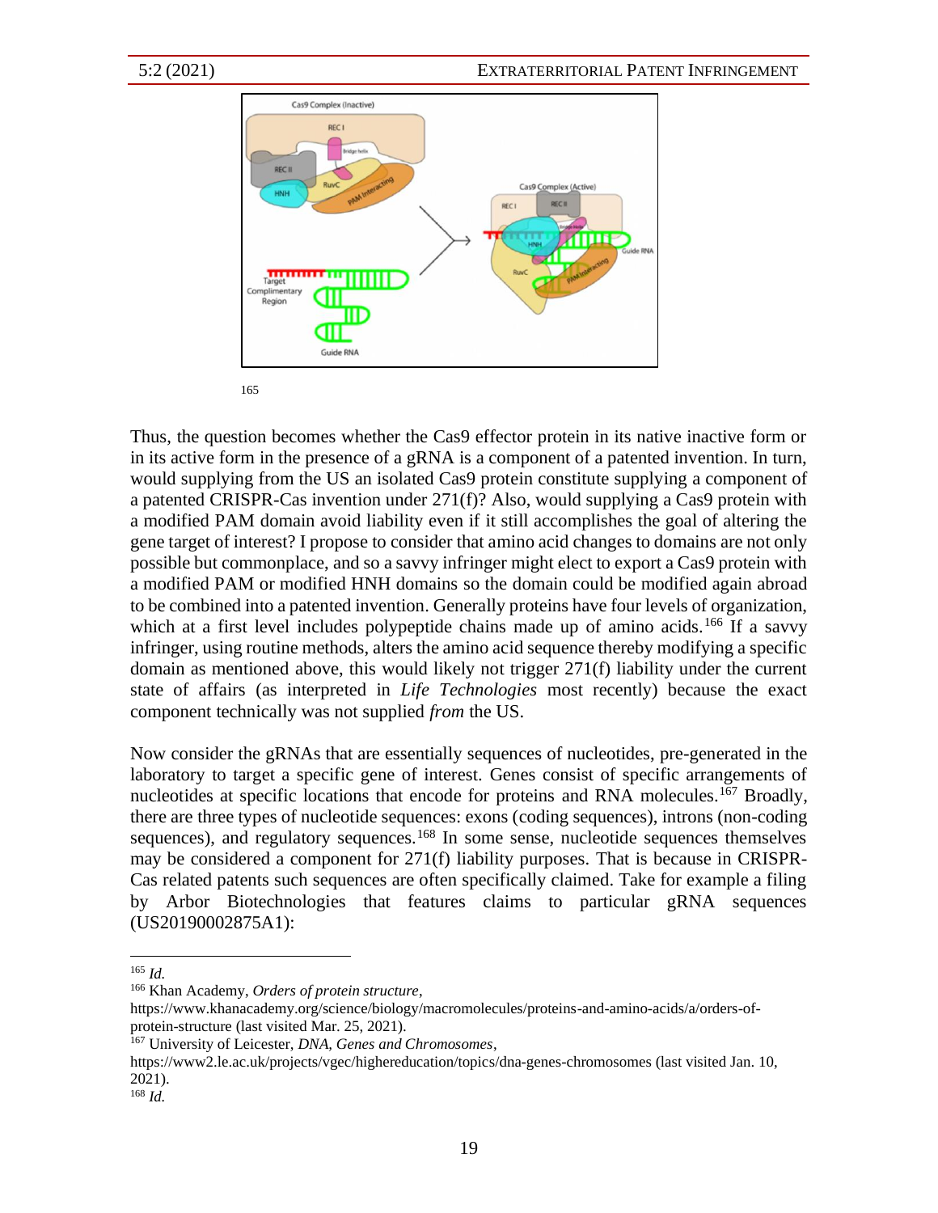165

Thus, the question becomes whether the Cas9 effector protein in its native inactive form or in its active form in the presence of a gRNA is a component of a patented invention. In turn, would supplying from the US an isolated Cas9 protein constitute supplying a component of a patented CRISPR-Cas invention under 271(f)? Also, would supplying a Cas9 protein with a modified PAM domain avoid liability even if it still accomplishes the goal of altering the gene target of interest? I propose to consider that amino acid changes to domains are not only possible but commonplace, and so a savvy infringer might elect to export a Cas9 protein with a modified PAM or modified HNH domains so the domain could be modified again abroad to be combined into a patented invention. Generally proteins have four levels of organization, which at a first level includes polypeptide chains made up of amino acids.[166] If a savvy infringer, using routine methods, alters the amino acid sequence thereby modifying a specific domain as mentioned above, this would likely not trigger 271(f) liability under the current state of affairs (as interpreted in *Life Technologies* most recently) because the exact component technically was not supplied *from* the US.

Now consider the gRNAs that are essentially sequences of nucleotides, pre-generated in the laboratory to target a specific gene of interest. Genes consist of specific arrangements of nucleotides at specific locations that encode for proteins and RNA molecules.[167] Broadly, there are three types of nucleotide sequences: exons (coding sequences), introns (non-coding sequences), and regulatory sequences.[168] In some sense, nucleotide sequences themselves may be considered a component for 271(f) liability purposes. That is because in CRISPR-Cas related patents such sequences are often specifically claimed. Take for example a filing by Arbor Biotechnologies that features claims to particular gRNA sequences (US20190002875A1):

---

[165] *Id.*

[166] Khan Academy, *Orders of protein structure*, https://www.khanacademy.org/science/biology/macromolecules/proteins-and-amino-acids/a/orders-of-protein-structure (last visited Mar. 25, 2021).

[167] University of Leicester, *DNA, Genes and Chromosomes*, https://www2.le.ac.uk/projects/vgec/highereducation/topics/dna-genes-chromosomes (last visited Jan. 10, 2021).

[168] *Id.*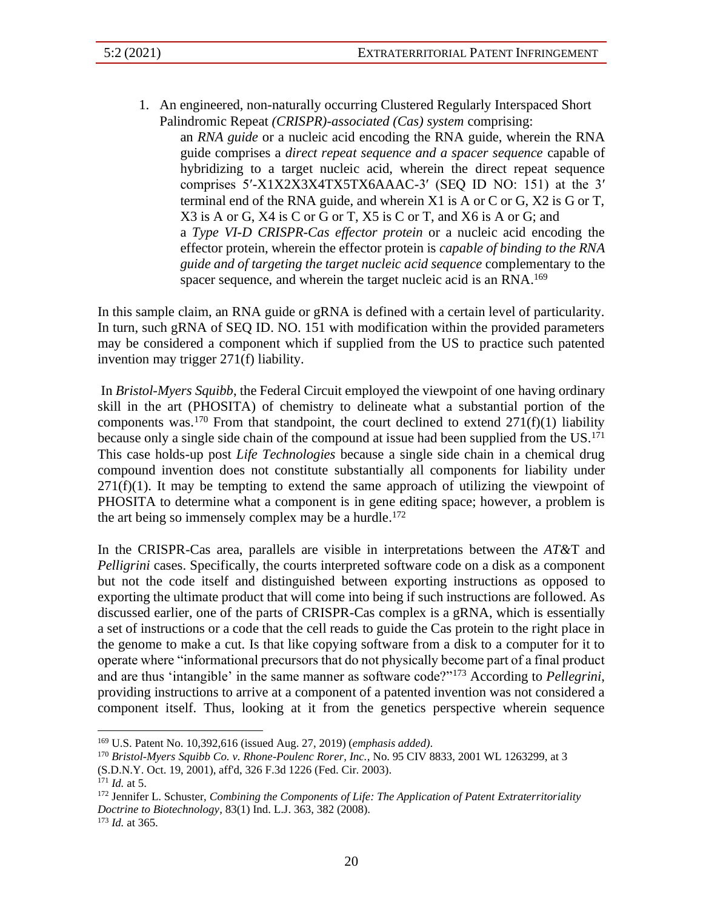1. An engineered, non-naturally occurring Clustered Regularly Interspaced Short Palindromic Repeat *(CRISPR)-associated (Cas) system* comprising:

   an *RNA guide* or a nucleic acid encoding the RNA guide, wherein the RNA guide comprises a *direct repeat sequence and a spacer sequence* capable of hybridizing to a target nucleic acid, wherein the direct repeat sequence comprises 5′-X1X2X3X4TX5TX6AAAC-3′ (SEQ ID NO: 151) at the 3′ terminal end of the RNA guide, and wherein X1 is A or C or G, X2 is G or T, X3 is A or G, X4 is C or G or T, X5 is C or T, and X6 is A or G; and

   a *Type VI-D CRISPR-Cas effector protein* or a nucleic acid encoding the effector protein, wherein the effector protein is *capable of binding to the RNA guide and of targeting the target nucleic acid sequence* complementary to the spacer sequence, and wherein the target nucleic acid is an RNA.[169]

In this sample claim, an RNA guide or gRNA is defined with a certain level of particularity. In turn, such gRNA of SEQ ID. NO. 151 with modification within the provided parameters may be considered a component which if supplied from the US to practice such patented invention may trigger 271(f) liability.

In *Bristol-Myers Squibb*, the Federal Circuit employed the viewpoint of one having ordinary skill in the art (PHOSITA) of chemistry to delineate what a substantial portion of the components was.[170] From that standpoint, the court declined to extend 271(f)(1) liability because only a single side chain of the compound at issue had been supplied from the US.[171] This case holds-up post *Life Technologies* because a single side chain in a chemical drug compound invention does not constitute substantially all components for liability under 271(f)(1). It may be tempting to extend the same approach of utilizing the viewpoint of PHOSITA to determine what a component is in gene editing space; however, a problem is the art being so immensely complex may be a hurdle.[172]

In the CRISPR-Cas area, parallels are visible in interpretations between the *AT&*T and *Pelligrini* cases. Specifically, the courts interpreted software code on a disk as a component but not the code itself and distinguished between exporting instructions as opposed to exporting the ultimate product that will come into being if such instructions are followed. As discussed earlier, one of the parts of CRISPR-Cas complex is a gRNA, which is essentially a set of instructions or a code that the cell reads to guide the Cas protein to the right place in the genome to make a cut. Is that like copying software from a disk to a computer for it to operate where "informational precursors that do not physically become part of a final product and are thus 'intangible' in the same manner as software code?"[173] According to *Pellegrini*, providing instructions to arrive at a component of a patented invention was not considered a component itself. Thus, looking at it from the genetics perspective wherein sequence

---

[169] U.S. Patent No. 10,392,616 (issued Aug. 27, 2019) (*emphasis added)*.

[170] *Bristol-Myers Squibb Co. v. Rhone-Poulenc Rorer, Inc.*, No. 95 CIV 8833, 2001 WL 1263299, at 3 (S.D.N.Y. Oct. 19, 2001), aff'd, 326 F.3d 1226 (Fed. Cir. 2003).

[171] *Id.* at 5.

[172] Jennifer L. Schuster, *Combining the Components of Life: The Application of Patent Extraterritoriality Doctrine to Biotechnology*, 83(1) Ind. L.J. 363, 382 (2008).

[173] *Id.* at 365.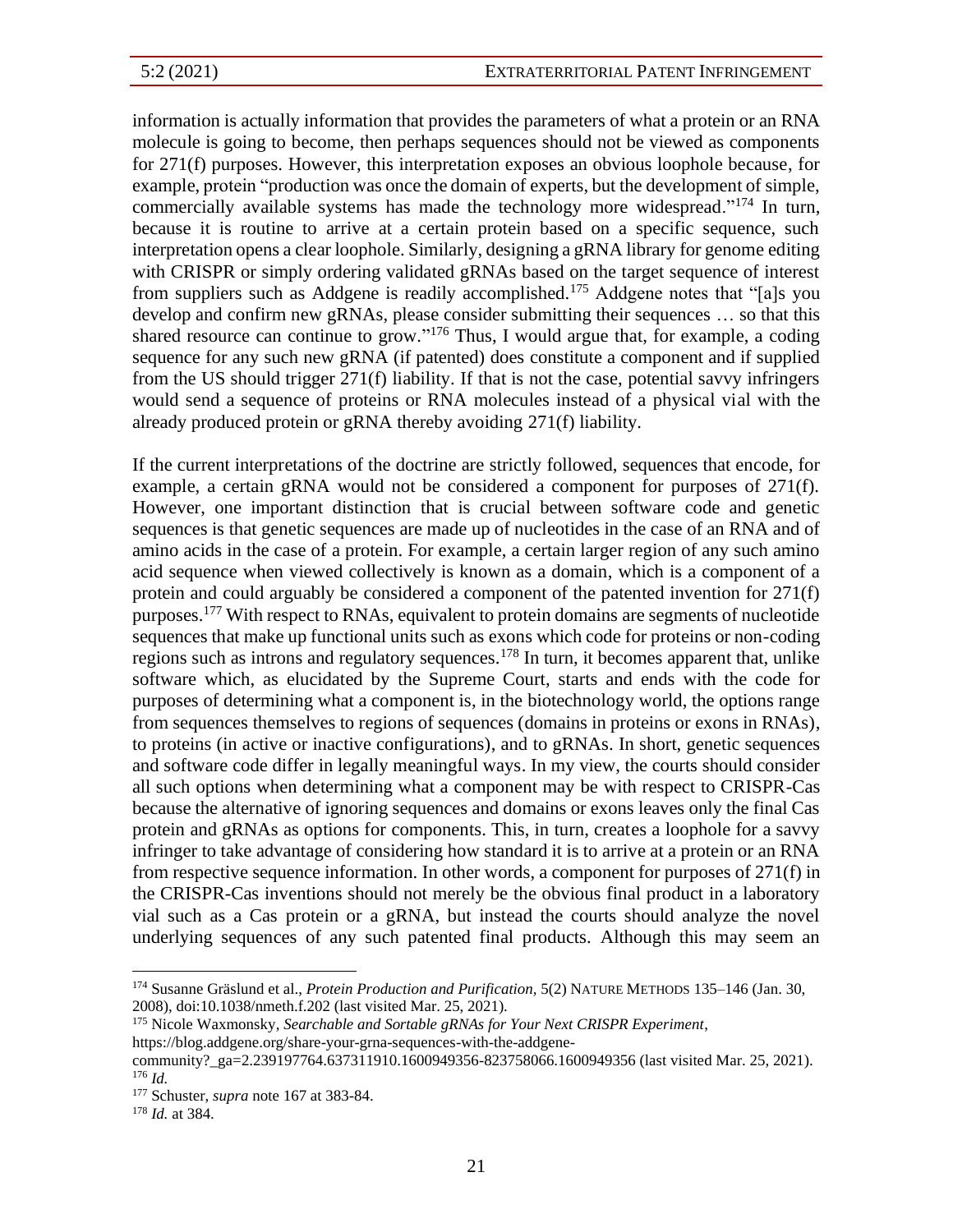information is actually information that provides the parameters of what a protein or an RNA molecule is going to become, then perhaps sequences should not be viewed as components for 271(f) purposes. However, this interpretation exposes an obvious loophole because, for example, protein "production was once the domain of experts, but the development of simple, commercially available systems has made the technology more widespread."[174] In turn, because it is routine to arrive at a certain protein based on a specific sequence, such interpretation opens a clear loophole. Similarly, designing a gRNA library for genome editing with CRISPR or simply ordering validated gRNAs based on the target sequence of interest from suppliers such as Addgene is readily accomplished.[175] Addgene notes that "[a]s you develop and confirm new gRNAs, please consider submitting their sequences … so that this shared resource can continue to grow."[176] Thus, I would argue that, for example, a coding sequence for any such new gRNA (if patented) does constitute a component and if supplied from the US should trigger 271(f) liability. If that is not the case, potential savvy infringers would send a sequence of proteins or RNA molecules instead of a physical vial with the already produced protein or gRNA thereby avoiding 271(f) liability.

If the current interpretations of the doctrine are strictly followed, sequences that encode, for example, a certain gRNA would not be considered a component for purposes of 271(f). However, one important distinction that is crucial between software code and genetic sequences is that genetic sequences are made up of nucleotides in the case of an RNA and of amino acids in the case of a protein. For example, a certain larger region of any such amino acid sequence when viewed collectively is known as a domain, which is a component of a protein and could arguably be considered a component of the patented invention for 271(f) purposes.[177] With respect to RNAs, equivalent to protein domains are segments of nucleotide sequences that make up functional units such as exons which code for proteins or non-coding regions such as introns and regulatory sequences.[178] In turn, it becomes apparent that, unlike software which, as elucidated by the Supreme Court, starts and ends with the code for purposes of determining what a component is, in the biotechnology world, the options range from sequences themselves to regions of sequences (domains in proteins or exons in RNAs), to proteins (in active or inactive configurations), and to gRNAs. In short, genetic sequences and software code differ in legally meaningful ways. In my view, the courts should consider all such options when determining what a component may be with respect to CRISPR-Cas because the alternative of ignoring sequences and domains or exons leaves only the final Cas protein and gRNAs as options for components. This, in turn, creates a loophole for a savvy infringer to take advantage of considering how standard it is to arrive at a protein or an RNA from respective sequence information. In other words, a component for purposes of 271(f) in the CRISPR-Cas inventions should not merely be the obvious final product in a laboratory vial such as a Cas protein or a gRNA, but instead the courts should analyze the novel underlying sequences of any such patented final products. Although this may seem an

---

[174] Susanne Gräslund et al., *Protein Production and Purification*, 5(2) NATURE METHODS 135–146 (Jan. 30, 2008), doi:10.1038/nmeth.f.202 (last visited Mar. 25, 2021).

[175] Nicole Waxmonsky, *Searchable and Sortable gRNAs for Your Next CRISPR Experiment*, https://blog.addgene.org/share-your-grna-sequences-with-the-addgene-community?_ga=2.239197764.637311910.1600949356-823758066.1600949356 (last visited Mar. 25, 2021).

[176] *Id.*

[177] Schuster, *supra* note 167 at 383-84.

[178] *Id.* at 384.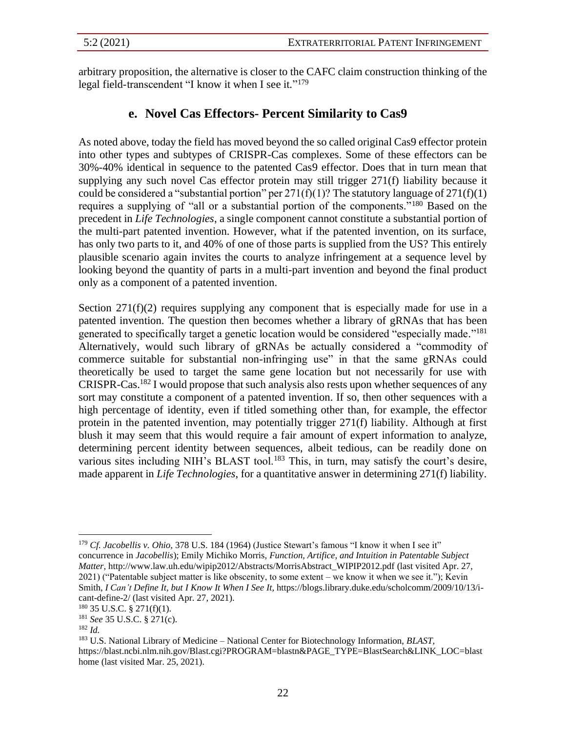arbitrary proposition, the alternative is closer to the CAFC claim construction thinking of the legal field-transcendent "I know it when I see it."[179]

### e. Novel Cas Effectors- Percent Similarity to Cas9

As noted above, today the field has moved beyond the so called original Cas9 effector protein into other types and subtypes of CRISPR-Cas complexes. Some of these effectors can be 30%-40% identical in sequence to the patented Cas9 effector. Does that in turn mean that supplying any such novel Cas effector protein may still trigger 271(f) liability because it could be considered a "substantial portion" per 271(f)(1)? The statutory language of 271(f)(1) requires a supplying of "all or a substantial portion of the components."[180] Based on the precedent in *Life Technologies*, a single component cannot constitute a substantial portion of the multi-part patented invention. However, what if the patented invention, on its surface, has only two parts to it, and 40% of one of those parts is supplied from the US? This entirely plausible scenario again invites the courts to analyze infringement at a sequence level by looking beyond the quantity of parts in a multi-part invention and beyond the final product only as a component of a patented invention.

Section 271(f)(2) requires supplying any component that is especially made for use in a patented invention. The question then becomes whether a library of gRNAs that has been generated to specifically target a genetic location would be considered "especially made."[181] Alternatively, would such library of gRNAs be actually considered a "commodity of commerce suitable for substantial non-infringing use" in that the same gRNAs could theoretically be used to target the same gene location but not necessarily for use with CRISPR-Cas.[182] I would propose that such analysis also rests upon whether sequences of any sort may constitute a component of a patented invention. If so, then other sequences with a high percentage of identity, even if titled something other than, for example, the effector protein in the patented invention, may potentially trigger 271(f) liability. Although at first blush it may seem that this would require a fair amount of expert information to analyze, determining percent identity between sequences, albeit tedious, can be readily done on various sites including NIH's BLAST tool.[183] This, in turn, may satisfy the court's desire, made apparent in *Life Technologies*, for a quantitative answer in determining 271(f) liability.

---

[179] *Cf. Jacobellis v. Ohio,* 378 U.S. 184 (1964) (Justice Stewart's famous "I know it when I see it" concurrence in *Jacobellis*); Emily Michiko Morris, *Function, Artifice, and Intuition in Patentable Subject Matter*, http://www.law.uh.edu/wipip2012/Abstracts/MorrisAbstract_WIPIP2012.pdf (last visited Apr. 27, 2021) ("Patentable subject matter is like obscenity, to some extent – we know it when we see it."); Kevin Smith, *I Can't Define It, but I Know It When I See It*, https://blogs.library.duke.edu/scholcomm/2009/10/13/i-cant-define-2/ (last visited Apr. 27, 2021).

[180] 35 U.S.C. § 271(f)(1).

[181] *See* 35 U.S.C. § 271(c).

[182] *Id.*

[183] U.S. National Library of Medicine – National Center for Biotechnology Information, *BLAST*, https://blast.ncbi.nlm.nih.gov/Blast.cgi?PROGRAM=blastn&PAGE_TYPE=BlastSearch&LINK_LOC=blasthome (last visited Mar. 25, 2021).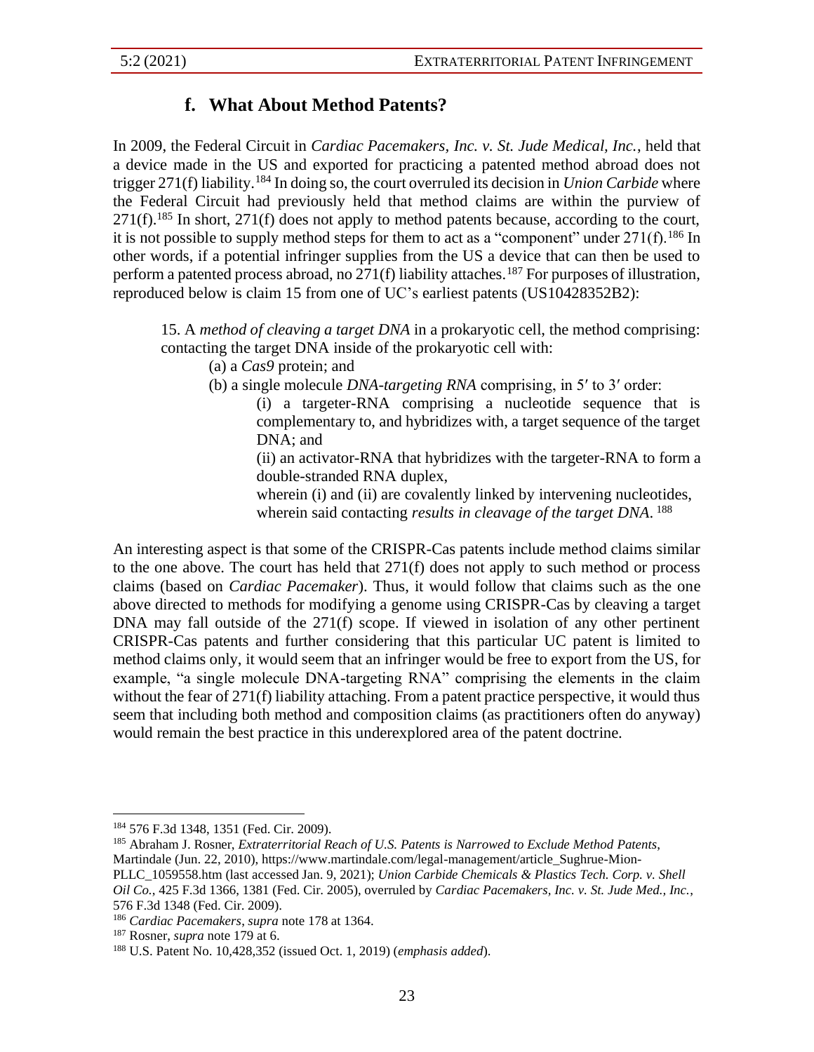### f. What About Method Patents?

In 2009, the Federal Circuit in *Cardiac Pacemakers, Inc. v. St. Jude Medical, Inc.*, held that a device made in the US and exported for practicing a patented method abroad does not trigger 271(f) liability.[184] In doing so, the court overruled its decision in *Union Carbide* where the Federal Circuit had previously held that method claims are within the purview of 271(f).[185] In short, 271(f) does not apply to method patents because, according to the court, it is not possible to supply method steps for them to act as a "component" under 271(f).[186] In other words, if a potential infringer supplies from the US a device that can then be used to perform a patented process abroad, no 271(f) liability attaches.[187] For purposes of illustration, reproduced below is claim 15 from one of UC's earliest patents (US10428352B2):

> 15. A *method of cleaving a target DNA* in a prokaryotic cell, the method comprising: contacting the target DNA inside of the prokaryotic cell with:
>
> (a) a *Cas9* protein; and
>
> (b) a single molecule *DNA-targeting RNA* comprising, in 5′ to 3′ order:
>
> (i) a targeter-RNA comprising a nucleotide sequence that is complementary to, and hybridizes with, a target sequence of the target DNA; and
>
> (ii) an activator-RNA that hybridizes with the targeter-RNA to form a double-stranded RNA duplex,
>
> wherein (i) and (ii) are covalently linked by intervening nucleotides, wherein said contacting *results in cleavage of the target DNA*.[188]

An interesting aspect is that some of the CRISPR-Cas patents include method claims similar to the one above. The court has held that 271(f) does not apply to such method or process claims (based on *Cardiac Pacemaker*). Thus, it would follow that claims such as the one above directed to methods for modifying a genome using CRISPR-Cas by cleaving a target DNA may fall outside of the 271(f) scope. If viewed in isolation of any other pertinent CRISPR-Cas patents and further considering that this particular UC patent is limited to method claims only, it would seem that an infringer would be free to export from the US, for example, "a single molecule DNA-targeting RNA" comprising the elements in the claim without the fear of 271(f) liability attaching. From a patent practice perspective, it would thus seem that including both method and composition claims (as practitioners often do anyway) would remain the best practice in this underexplored area of the patent doctrine.

---

[184] 576 F.3d 1348, 1351 (Fed. Cir. 2009).

[185] Abraham J. Rosner, *Extraterritorial Reach of U.S. Patents is Narrowed to Exclude Method Patents*, Martindale (Jun. 22, 2010), https://www.martindale.com/legal-management/article_Sughrue-Mion-PLLC_1059558.htm (last accessed Jan. 9, 2021); *Union Carbide Chemicals & Plastics Tech. Corp. v. Shell Oil Co.*, 425 F.3d 1366, 1381 (Fed. Cir. 2005), overruled by *Cardiac Pacemakers, Inc. v. St. Jude Med., Inc.*, 576 F.3d 1348 (Fed. Cir. 2009).

[186] *Cardiac Pacemakers*, *supra* note 178 at 1364.

[187] Rosner, *supra* note 179 at 6.

[188] U.S. Patent No. 10,428,352 (issued Oct. 1, 2019) (*emphasis added*).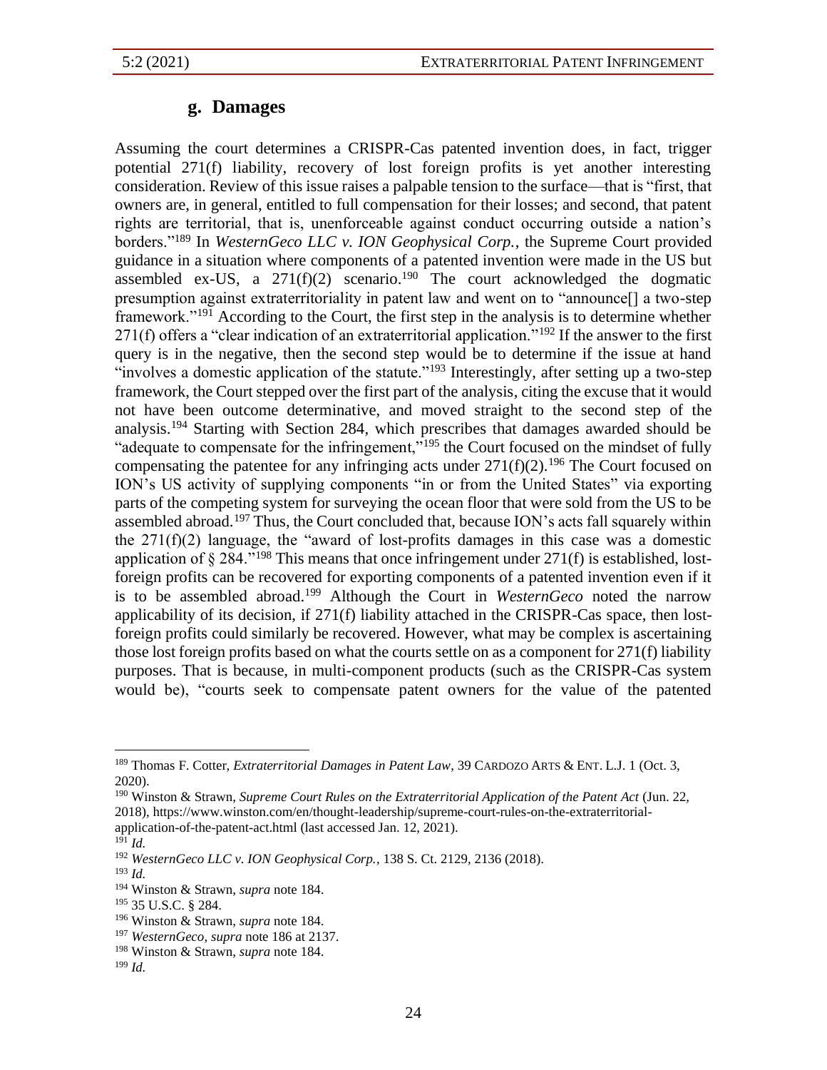### g. Damages

Assuming the court determines a CRISPR-Cas patented invention does, in fact, trigger potential 271(f) liability, recovery of lost foreign profits is yet another interesting consideration. Review of this issue raises a palpable tension to the surface—that is "first, that owners are, in general, entitled to full compensation for their losses; and second, that patent rights are territorial, that is, unenforceable against conduct occurring outside a nation's borders."[189] In *WesternGeco LLC v. ION Geophysical Corp.*, the Supreme Court provided guidance in a situation where components of a patented invention were made in the US but assembled ex-US, a 271(f)(2) scenario.[190] The court acknowledged the dogmatic presumption against extraterritoriality in patent law and went on to "announce[] a two-step framework."[191] According to the Court, the first step in the analysis is to determine whether 271(f) offers a "clear indication of an extraterritorial application."[192] If the answer to the first query is in the negative, then the second step would be to determine if the issue at hand "involves a domestic application of the statute."[193] Interestingly, after setting up a two-step framework, the Court stepped over the first part of the analysis, citing the excuse that it would not have been outcome determinative, and moved straight to the second step of the analysis.[194] Starting with Section 284, which prescribes that damages awarded should be "adequate to compensate for the infringement,"[195] the Court focused on the mindset of fully compensating the patentee for any infringing acts under 271(f)(2).[196] The Court focused on ION's US activity of supplying components "in or from the United States" via exporting parts of the competing system for surveying the ocean floor that were sold from the US to be assembled abroad.[197] Thus, the Court concluded that, because ION's acts fall squarely within the 271(f)(2) language, the "award of lost-profits damages in this case was a domestic application of § 284."[198] This means that once infringement under 271(f) is established, lost-foreign profits can be recovered for exporting components of a patented invention even if it is to be assembled abroad.[199] Although the Court in *WesternGeco* noted the narrow applicability of its decision, if 271(f) liability attached in the CRISPR-Cas space, then lost-foreign profits could similarly be recovered. However, what may be complex is ascertaining those lost foreign profits based on what the courts settle on as a component for 271(f) liability purposes. That is because, in multi-component products (such as the CRISPR-Cas system would be), "courts seek to compensate patent owners for the value of the patented

---

[189] Thomas F. Cotter, *Extraterritorial Damages in Patent Law*, 39 CARDOZO ARTS & ENT. L.J. 1 (Oct. 3, 2020).

[190] Winston & Strawn, *Supreme Court Rules on the Extraterritorial Application of the Patent Act* (Jun. 22, 2018), https://www.winston.com/en/thought-leadership/supreme-court-rules-on-the-extraterritorial-application-of-the-patent-act.html (last accessed Jan. 12, 2021).

[191] *Id.*

[192] *WesternGeco LLC v. ION Geophysical Corp.*, 138 S. Ct. 2129, 2136 (2018).

[193] *Id.*

[194] Winston & Strawn, *supra* note 184.

[195] 35 U.S.C. § 284.

[196] Winston & Strawn, *supra* note 184.

[197] *WesternGeco*, *supra* note 186 at 2137.

[198] Winston & Strawn, *supra* note 184.

[199] *Id.*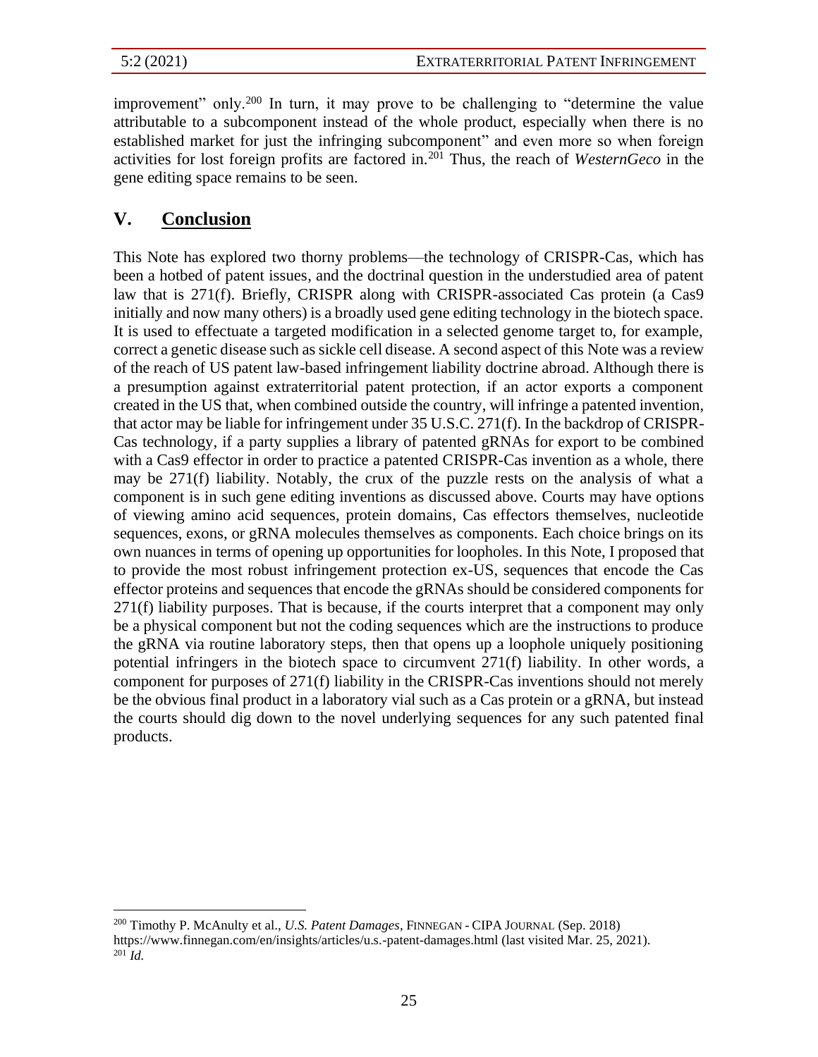improvement" only.[200] In turn, it may prove to be challenging to "determine the value attributable to a subcomponent instead of the whole product, especially when there is no established market for just the infringing subcomponent" and even more so when foreign activities for lost foreign profits are factored in.[201] Thus, the reach of *WesternGeco* in the gene editing space remains to be seen.

## V. Conclusion

This Note has explored two thorny problems—the technology of CRISPR-Cas, which has been a hotbed of patent issues, and the doctrinal question in the understudied area of patent law that is 271(f). Briefly, CRISPR along with CRISPR-associated Cas protein (a Cas9 initially and now many others) is a broadly used gene editing technology in the biotech space. It is used to effectuate a targeted modification in a selected genome target to, for example, correct a genetic disease such as sickle cell disease. A second aspect of this Note was a review of the reach of US patent law-based infringement liability doctrine abroad. Although there is a presumption against extraterritorial patent protection, if an actor exports a component created in the US that, when combined outside the country, will infringe a patented invention, that actor may be liable for infringement under 35 U.S.C. 271(f). In the backdrop of CRISPR-Cas technology, if a party supplies a library of patented gRNAs for export to be combined with a Cas9 effector in order to practice a patented CRISPR-Cas invention as a whole, there may be 271(f) liability. Notably, the crux of the puzzle rests on the analysis of what a component is in such gene editing inventions as discussed above. Courts may have options of viewing amino acid sequences, protein domains, Cas effectors themselves, nucleotide sequences, exons, or gRNA molecules themselves as components. Each choice brings on its own nuances in terms of opening up opportunities for loopholes. In this Note, I proposed that to provide the most robust infringement protection ex-US, sequences that encode the Cas effector proteins and sequences that encode the gRNAs should be considered components for 271(f) liability purposes. That is because, if the courts interpret that a component may only be a physical component but not the coding sequences which are the instructions to produce the gRNA via routine laboratory steps, then that opens up a loophole uniquely positioning potential infringers in the biotech space to circumvent 271(f) liability. In other words, a component for purposes of 271(f) liability in the CRISPR-Cas inventions should not merely be the obvious final product in a laboratory vial such as a Cas protein or a gRNA, but instead the courts should dig down to the novel underlying sequences for any such patented final products.

---

[200] Timothy P. McAnulty et al., *U.S. Patent Damages*, FINNEGAN - CIPA JOURNAL (Sep. 2018) https://www.finnegan.com/en/insights/articles/u.s.-patent-damages.html (last visited Mar. 25, 2021).

[201] *Id.*